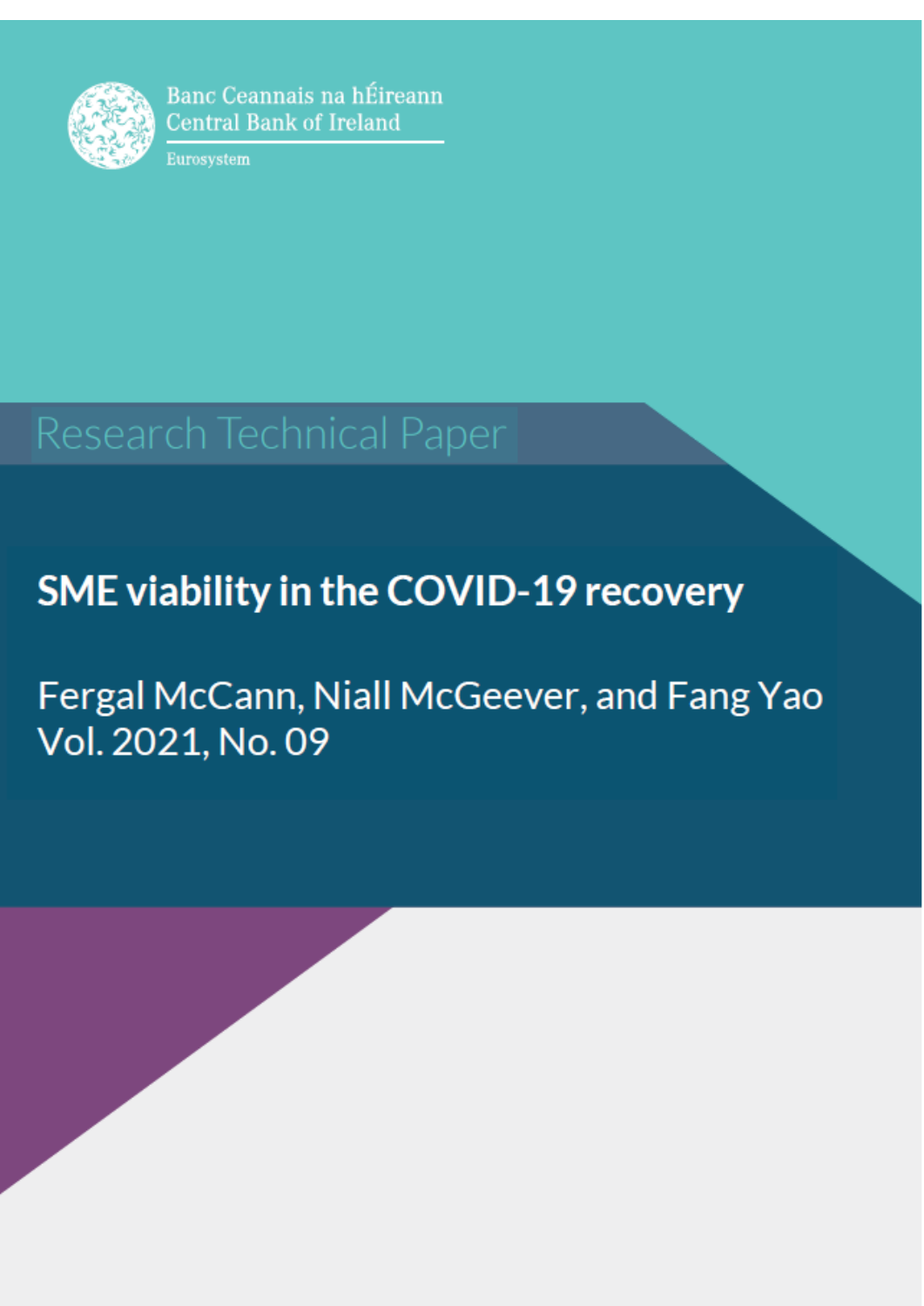Banc Ceannais na hÉireann
Central Bank of Ireland
Eurosystem

Research Technical Paper

# SME viability in the COVID-19 recovery

Fergal McCann, Niall McGeever, and Fang Yao
Vol. 2021, No. 09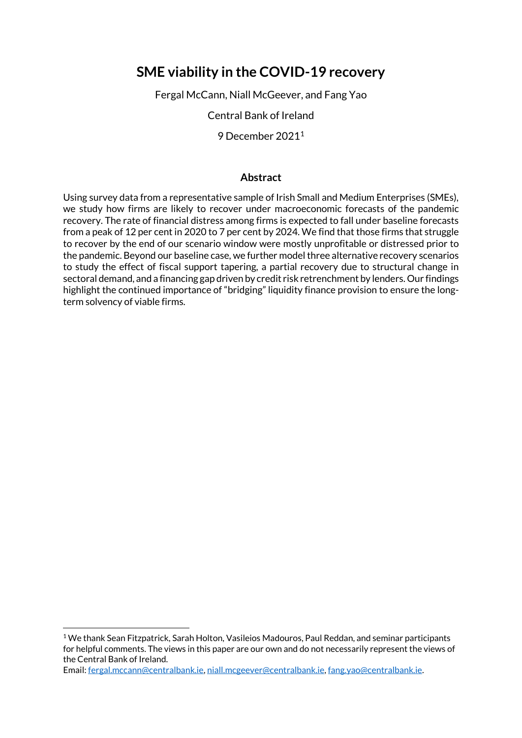# SME viability in the COVID-19 recovery

Fergal McCann, Niall McGeever, and Fang Yao

Central Bank of Ireland

9 December 2021[1]

## Abstract

Using survey data from a representative sample of Irish Small and Medium Enterprises (SMEs), we study how firms are likely to recover under macroeconomic forecasts of the pandemic recovery. The rate of financial distress among firms is expected to fall under baseline forecasts from a peak of 12 per cent in 2020 to 7 per cent by 2024. We find that those firms that struggle to recover by the end of our scenario window were mostly unprofitable or distressed prior to the pandemic. Beyond our baseline case, we further model three alternative recovery scenarios to study the effect of fiscal support tapering, a partial recovery due to structural change in sectoral demand, and a financing gap driven by credit risk retrenchment by lenders. Our findings highlight the continued importance of "bridging" liquidity finance provision to ensure the long-term solvency of viable firms.

---

[1] We thank Sean Fitzpatrick, Sarah Holton, Vasileios Madouros, Paul Reddan, and seminar participants for helpful comments. The views in this paper are our own and do not necessarily represent the views of the Central Bank of Ireland.

Email: fergal.mccann@centralbank.ie, niall.mcgeever@centralbank.ie, fang.yao@centralbank.ie.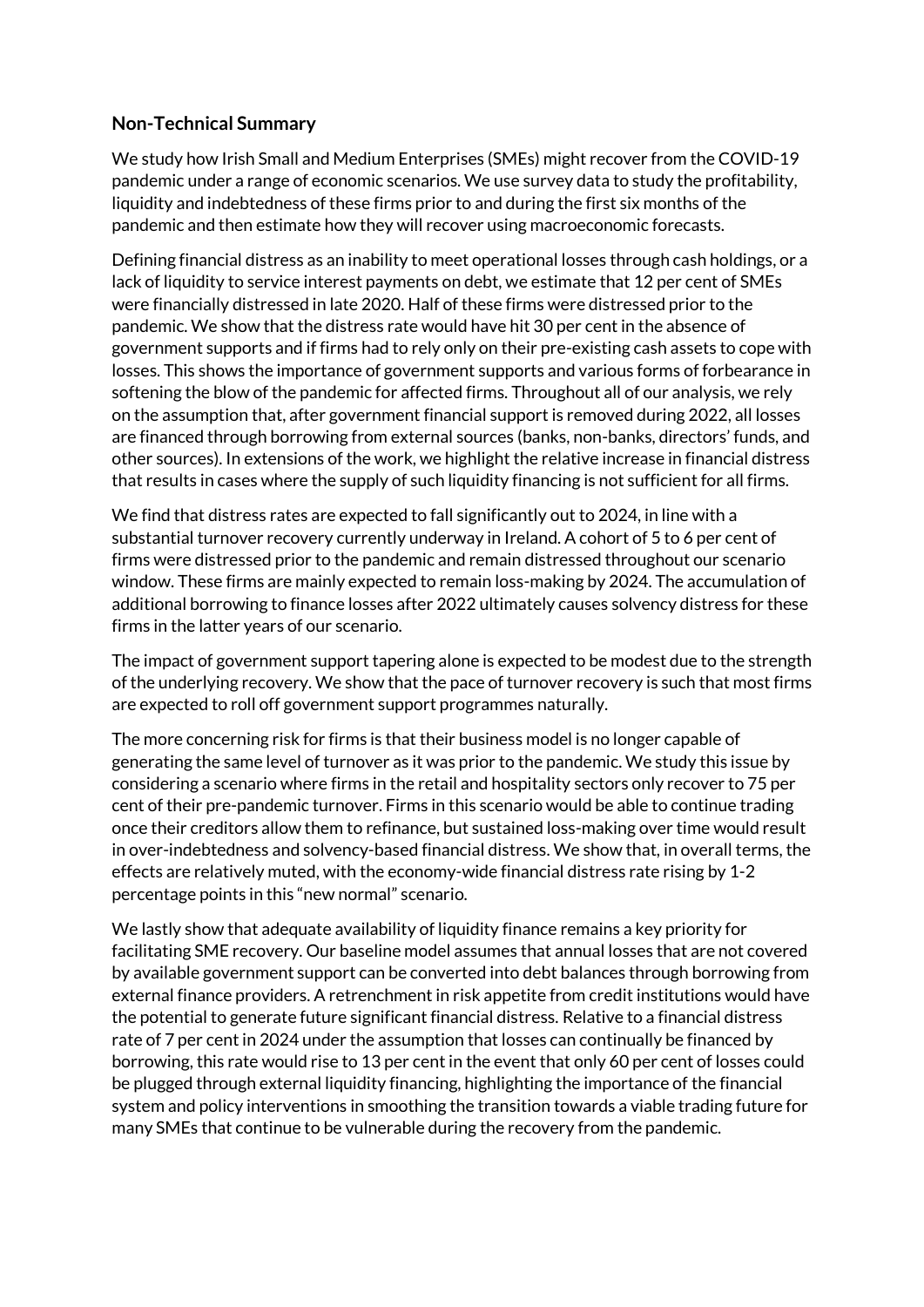## Non-Technical Summary

We study how Irish Small and Medium Enterprises (SMEs) might recover from the COVID-19 pandemic under a range of economic scenarios. We use survey data to study the profitability, liquidity and indebtedness of these firms prior to and during the first six months of the pandemic and then estimate how they will recover using macroeconomic forecasts.

Defining financial distress as an inability to meet operational losses through cash holdings, or a lack of liquidity to service interest payments on debt, we estimate that 12 per cent of SMEs were financially distressed in late 2020. Half of these firms were distressed prior to the pandemic. We show that the distress rate would have hit 30 per cent in the absence of government supports and if firms had to rely only on their pre-existing cash assets to cope with losses. This shows the importance of government supports and various forms of forbearance in softening the blow of the pandemic for affected firms. Throughout all of our analysis, we rely on the assumption that, after government financial support is removed during 2022, all losses are financed through borrowing from external sources (banks, non-banks, directors' funds, and other sources). In extensions of the work, we highlight the relative increase in financial distress that results in cases where the supply of such liquidity financing is not sufficient for all firms.

We find that distress rates are expected to fall significantly out to 2024, in line with a substantial turnover recovery currently underway in Ireland. A cohort of 5 to 6 per cent of firms were distressed prior to the pandemic and remain distressed throughout our scenario window. These firms are mainly expected to remain loss-making by 2024. The accumulation of additional borrowing to finance losses after 2022 ultimately causes solvency distress for these firms in the latter years of our scenario.

The impact of government support tapering alone is expected to be modest due to the strength of the underlying recovery. We show that the pace of turnover recovery is such that most firms are expected to roll off government support programmes naturally.

The more concerning risk for firms is that their business model is no longer capable of generating the same level of turnover as it was prior to the pandemic. We study this issue by considering a scenario where firms in the retail and hospitality sectors only recover to 75 per cent of their pre-pandemic turnover. Firms in this scenario would be able to continue trading once their creditors allow them to refinance, but sustained loss-making over time would result in over-indebtedness and solvency-based financial distress. We show that, in overall terms, the effects are relatively muted, with the economy-wide financial distress rate rising by 1-2 percentage points in this "new normal" scenario.

We lastly show that adequate availability of liquidity finance remains a key priority for facilitating SME recovery. Our baseline model assumes that annual losses that are not covered by available government support can be converted into debt balances through borrowing from external finance providers. A retrenchment in risk appetite from credit institutions would have the potential to generate future significant financial distress. Relative to a financial distress rate of 7 per cent in 2024 under the assumption that losses can continually be financed by borrowing, this rate would rise to 13 per cent in the event that only 60 per cent of losses could be plugged through external liquidity financing, highlighting the importance of the financial system and policy interventions in smoothing the transition towards a viable trading future for many SMEs that continue to be vulnerable during the recovery from the pandemic.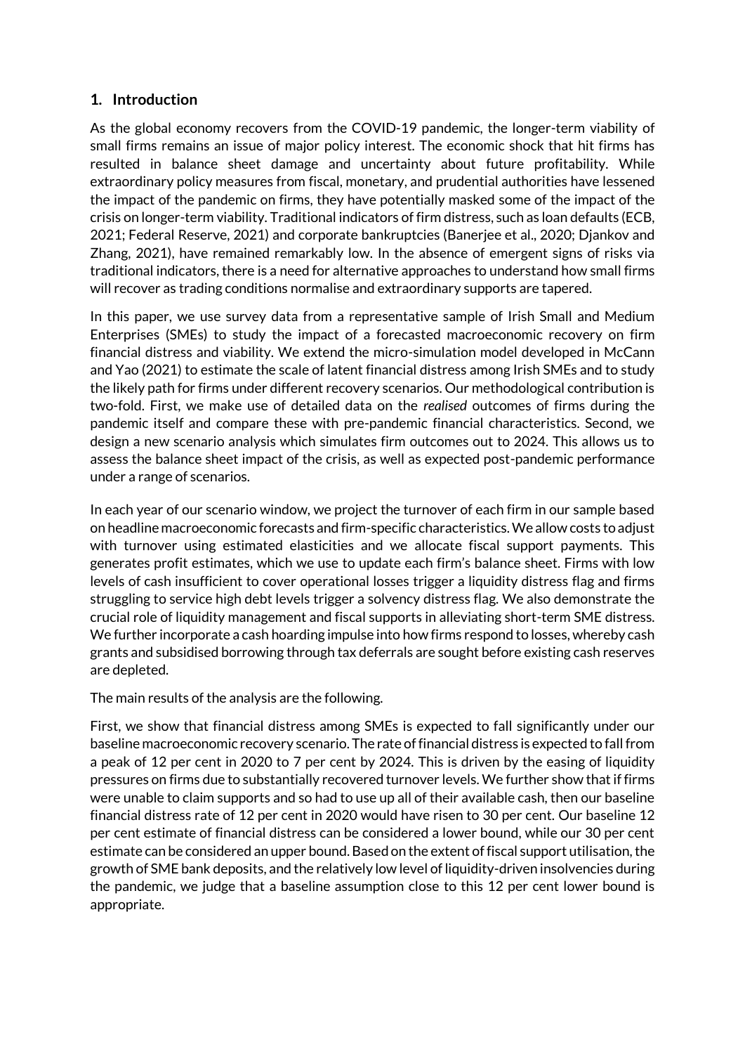## 1. Introduction

As the global economy recovers from the COVID-19 pandemic, the longer-term viability of small firms remains an issue of major policy interest. The economic shock that hit firms has resulted in balance sheet damage and uncertainty about future profitability. While extraordinary policy measures from fiscal, monetary, and prudential authorities have lessened the impact of the pandemic on firms, they have potentially masked some of the impact of the crisis on longer-term viability. Traditional indicators of firm distress, such as loan defaults (ECB, 2021; Federal Reserve, 2021) and corporate bankruptcies (Banerjee et al., 2020; Djankov and Zhang, 2021), have remained remarkably low. In the absence of emergent signs of risks via traditional indicators, there is a need for alternative approaches to understand how small firms will recover as trading conditions normalise and extraordinary supports are tapered.

In this paper, we use survey data from a representative sample of Irish Small and Medium Enterprises (SMEs) to study the impact of a forecasted macroeconomic recovery on firm financial distress and viability. We extend the micro-simulation model developed in McCann and Yao (2021) to estimate the scale of latent financial distress among Irish SMEs and to study the likely path for firms under different recovery scenarios. Our methodological contribution is two-fold. First, we make use of detailed data on the *realised* outcomes of firms during the pandemic itself and compare these with pre-pandemic financial characteristics. Second, we design a new scenario analysis which simulates firm outcomes out to 2024. This allows us to assess the balance sheet impact of the crisis, as well as expected post-pandemic performance under a range of scenarios.

In each year of our scenario window, we project the turnover of each firm in our sample based on headline macroeconomic forecasts and firm-specific characteristics. We allow costs to adjust with turnover using estimated elasticities and we allocate fiscal support payments. This generates profit estimates, which we use to update each firm's balance sheet. Firms with low levels of cash insufficient to cover operational losses trigger a liquidity distress flag and firms struggling to service high debt levels trigger a solvency distress flag. We also demonstrate the crucial role of liquidity management and fiscal supports in alleviating short-term SME distress. We further incorporate a cash hoarding impulse into how firms respond to losses, whereby cash grants and subsidised borrowing through tax deferrals are sought before existing cash reserves are depleted.

The main results of the analysis are the following.

First, we show that financial distress among SMEs is expected to fall significantly under our baseline macroeconomic recovery scenario. The rate of financial distress is expected to fall from a peak of 12 per cent in 2020 to 7 per cent by 2024. This is driven by the easing of liquidity pressures on firms due to substantially recovered turnover levels. We further show that if firms were unable to claim supports and so had to use up all of their available cash, then our baseline financial distress rate of 12 per cent in 2020 would have risen to 30 per cent. Our baseline 12 per cent estimate of financial distress can be considered a lower bound, while our 30 per cent estimate can be considered an upper bound. Based on the extent of fiscal support utilisation, the growth of SME bank deposits, and the relatively low level of liquidity-driven insolvencies during the pandemic, we judge that a baseline assumption close to this 12 per cent lower bound is appropriate.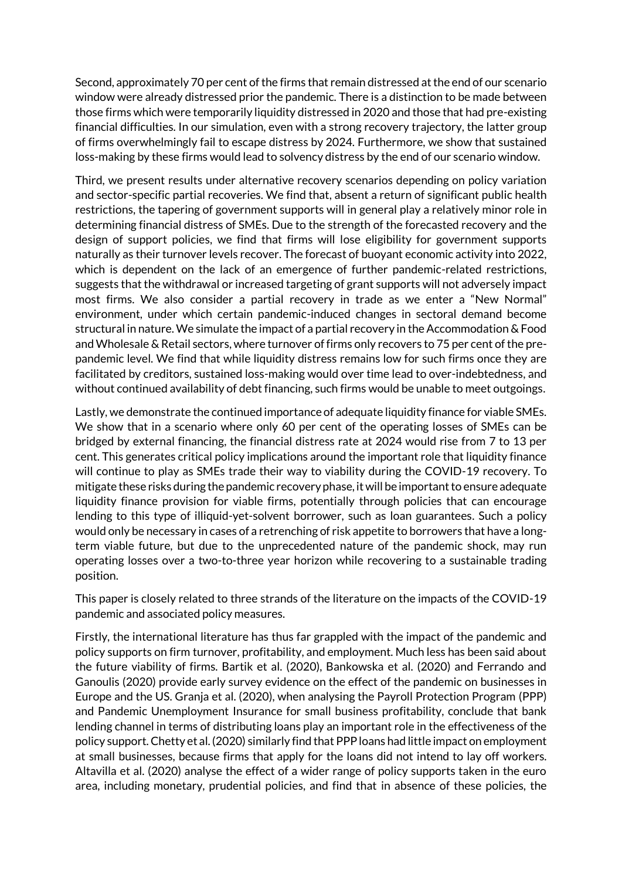Second, approximately 70 per cent of the firms that remain distressed at the end of our scenario window were already distressed prior the pandemic. There is a distinction to be made between those firms which were temporarily liquidity distressed in 2020 and those that had pre-existing financial difficulties. In our simulation, even with a strong recovery trajectory, the latter group of firms overwhelmingly fail to escape distress by 2024. Furthermore, we show that sustained loss-making by these firms would lead to solvency distress by the end of our scenario window.

Third, we present results under alternative recovery scenarios depending on policy variation and sector-specific partial recoveries. We find that, absent a return of significant public health restrictions, the tapering of government supports will in general play a relatively minor role in determining financial distress of SMEs. Due to the strength of the forecasted recovery and the design of support policies, we find that firms will lose eligibility for government supports naturally as their turnover levels recover. The forecast of buoyant economic activity into 2022, which is dependent on the lack of an emergence of further pandemic-related restrictions, suggests that the withdrawal or increased targeting of grant supports will not adversely impact most firms. We also consider a partial recovery in trade as we enter a "New Normal" environment, under which certain pandemic-induced changes in sectoral demand become structural in nature. We simulate the impact of a partial recovery in the Accommodation & Food and Wholesale & Retail sectors, where turnover of firms only recovers to 75 per cent of the pre-pandemic level. We find that while liquidity distress remains low for such firms once they are facilitated by creditors, sustained loss-making would over time lead to over-indebtedness, and without continued availability of debt financing, such firms would be unable to meet outgoings.

Lastly, we demonstrate the continued importance of adequate liquidity finance for viable SMEs. We show that in a scenario where only 60 per cent of the operating losses of SMEs can be bridged by external financing, the financial distress rate at 2024 would rise from 7 to 13 per cent. This generates critical policy implications around the important role that liquidity finance will continue to play as SMEs trade their way to viability during the COVID-19 recovery. To mitigate these risks during the pandemic recovery phase, it will be important to ensure adequate liquidity finance provision for viable firms, potentially through policies that can encourage lending to this type of illiquid-yet-solvent borrower, such as loan guarantees. Such a policy would only be necessary in cases of a retrenching of risk appetite to borrowers that have a long-term viable future, but due to the unprecedented nature of the pandemic shock, may run operating losses over a two-to-three year horizon while recovering to a sustainable trading position.

This paper is closely related to three strands of the literature on the impacts of the COVID-19 pandemic and associated policy measures.

Firstly, the international literature has thus far grappled with the impact of the pandemic and policy supports on firm turnover, profitability, and employment. Much less has been said about the future viability of firms. Bartik et al. (2020), Bankowska et al. (2020) and Ferrando and Ganoulis (2020) provide early survey evidence on the effect of the pandemic on businesses in Europe and the US. Granja et al. (2020), when analysing the Payroll Protection Program (PPP) and Pandemic Unemployment Insurance for small business profitability, conclude that bank lending channel in terms of distributing loans play an important role in the effectiveness of the policy support. Chetty et al. (2020) similarly find that PPP loans had little impact on employment at small businesses, because firms that apply for the loans did not intend to lay off workers. Altavilla et al. (2020) analyse the effect of a wider range of policy supports taken in the euro area, including monetary, prudential policies, and find that in absence of these policies, the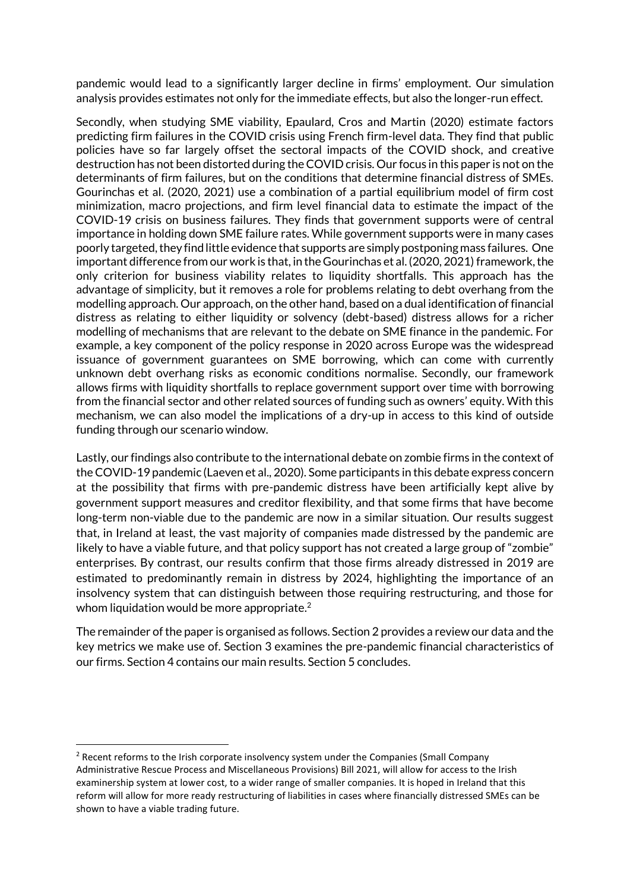pandemic would lead to a significantly larger decline in firms' employment. Our simulation analysis provides estimates not only for the immediate effects, but also the longer-run effect.

Secondly, when studying SME viability, Epaulard, Cros and Martin (2020) estimate factors predicting firm failures in the COVID crisis using French firm-level data. They find that public policies have so far largely offset the sectoral impacts of the COVID shock, and creative destruction has not been distorted during the COVID crisis. Our focus in this paper is not on the determinants of firm failures, but on the conditions that determine financial distress of SMEs. Gourinchas et al. (2020, 2021) use a combination of a partial equilibrium model of firm cost minimization, macro projections, and firm level financial data to estimate the impact of the COVID-19 crisis on business failures. They finds that government supports were of central importance in holding down SME failure rates. While government supports were in many cases poorly targeted, they find little evidence that supports are simply postponing mass failures. One important difference from our work is that, in the Gourinchas et al. (2020, 2021) framework, the only criterion for business viability relates to liquidity shortfalls. This approach has the advantage of simplicity, but it removes a role for problems relating to debt overhang from the modelling approach. Our approach, on the other hand, based on a dual identification of financial distress as relating to either liquidity or solvency (debt-based) distress allows for a richer modelling of mechanisms that are relevant to the debate on SME finance in the pandemic. For example, a key component of the policy response in 2020 across Europe was the widespread issuance of government guarantees on SME borrowing, which can come with currently unknown debt overhang risks as economic conditions normalise. Secondly, our framework allows firms with liquidity shortfalls to replace government support over time with borrowing from the financial sector and other related sources of funding such as owners' equity. With this mechanism, we can also model the implications of a dry-up in access to this kind of outside funding through our scenario window.

Lastly, our findings also contribute to the international debate on zombie firms in the context of the COVID-19 pandemic (Laeven et al., 2020). Some participants in this debate express concern at the possibility that firms with pre-pandemic distress have been artificially kept alive by government support measures and creditor flexibility, and that some firms that have become long-term non-viable due to the pandemic are now in a similar situation. Our results suggest that, in Ireland at least, the vast majority of companies made distressed by the pandemic are likely to have a viable future, and that policy support has not created a large group of "zombie" enterprises. By contrast, our results confirm that those firms already distressed in 2019 are estimated to predominantly remain in distress by 2024, highlighting the importance of an insolvency system that can distinguish between those requiring restructuring, and those for whom liquidation would be more appropriate.[2]

The remainder of the paper is organised as follows. Section 2 provides a review our data and the key metrics we make use of. Section 3 examines the pre-pandemic financial characteristics of our firms. Section 4 contains our main results. Section 5 concludes.

---

[2] Recent reforms to the Irish corporate insolvency system under the Companies (Small Company Administrative Rescue Process and Miscellaneous Provisions) Bill 2021, will allow for access to the Irish examinership system at lower cost, to a wider range of smaller companies. It is hoped in Ireland that this reform will allow for more ready restructuring of liabilities in cases where financially distressed SMEs can be shown to have a viable trading future.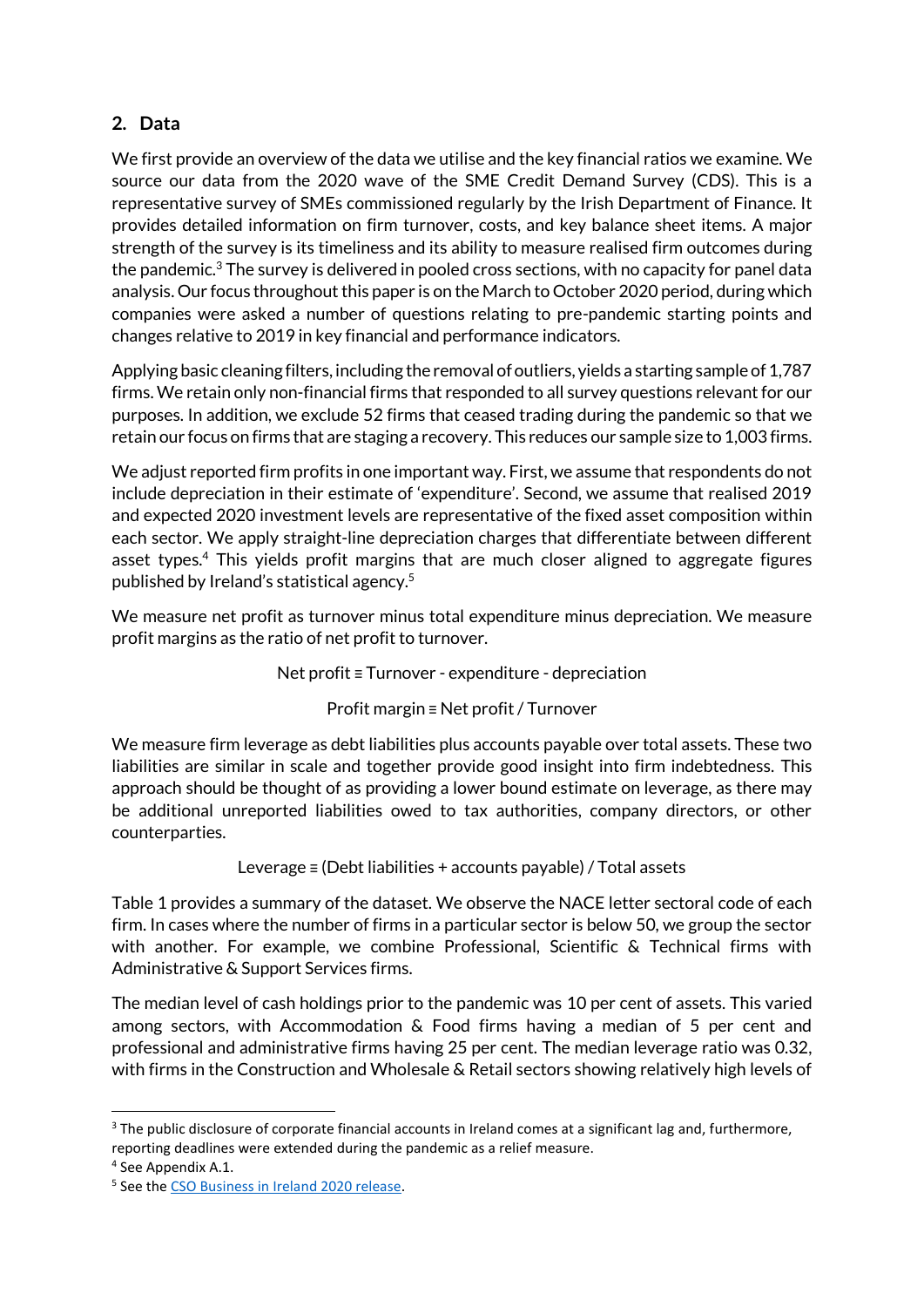## 2. Data

We first provide an overview of the data we utilise and the key financial ratios we examine. We source our data from the 2020 wave of the SME Credit Demand Survey (CDS). This is a representative survey of SMEs commissioned regularly by the Irish Department of Finance. It provides detailed information on firm turnover, costs, and key balance sheet items. A major strength of the survey is its timeliness and its ability to measure realised firm outcomes during the pandemic.[3] The survey is delivered in pooled cross sections, with no capacity for panel data analysis. Our focus throughout this paper is on the March to October 2020 period, during which companies were asked a number of questions relating to pre-pandemic starting points and changes relative to 2019 in key financial and performance indicators.

Applying basic cleaning filters, including the removal of outliers, yields a starting sample of 1,787 firms. We retain only non-financial firms that responded to all survey questions relevant for our purposes. In addition, we exclude 52 firms that ceased trading during the pandemic so that we retain our focus on firms that are staging a recovery. This reduces our sample size to 1,003 firms.

We adjust reported firm profits in one important way. First, we assume that respondents do not include depreciation in their estimate of 'expenditure'. Second, we assume that realised 2019 and expected 2020 investment levels are representative of the fixed asset composition within each sector. We apply straight-line depreciation charges that differentiate between different asset types.[4] This yields profit margins that are much closer aligned to aggregate figures published by Ireland's statistical agency.[5]

We measure net profit as turnover minus total expenditure minus depreciation. We measure profit margins as the ratio of net profit to turnover.

$$\text{Net profit} \equiv \text{Turnover} - \text{expenditure} - \text{depreciation}$$

$$\text{Profit margin} \equiv \text{Net profit} / \text{Turnover}$$

We measure firm leverage as debt liabilities plus accounts payable over total assets. These two liabilities are similar in scale and together provide good insight into firm indebtedness. This approach should be thought of as providing a lower bound estimate on leverage, as there may be additional unreported liabilities owed to tax authorities, company directors, or other counterparties.

$$\text{Leverage} \equiv (\text{Debt liabilities} + \text{accounts payable}) / \text{Total assets}$$

Table 1 provides a summary of the dataset. We observe the NACE letter sectoral code of each firm. In cases where the number of firms in a particular sector is below 50, we group the sector with another. For example, we combine Professional, Scientific & Technical firms with Administrative & Support Services firms.

The median level of cash holdings prior to the pandemic was 10 per cent of assets. This varied among sectors, with Accommodation & Food firms having a median of 5 per cent and professional and administrative firms having 25 per cent. The median leverage ratio was 0.32, with firms in the Construction and Wholesale & Retail sectors showing relatively high levels of

---

[3] The public disclosure of corporate financial accounts in Ireland comes at a significant lag and, furthermore, reporting deadlines were extended during the pandemic as a relief measure.

[4] See Appendix A.1.

[5] See the CSO Business in Ireland 2020 release.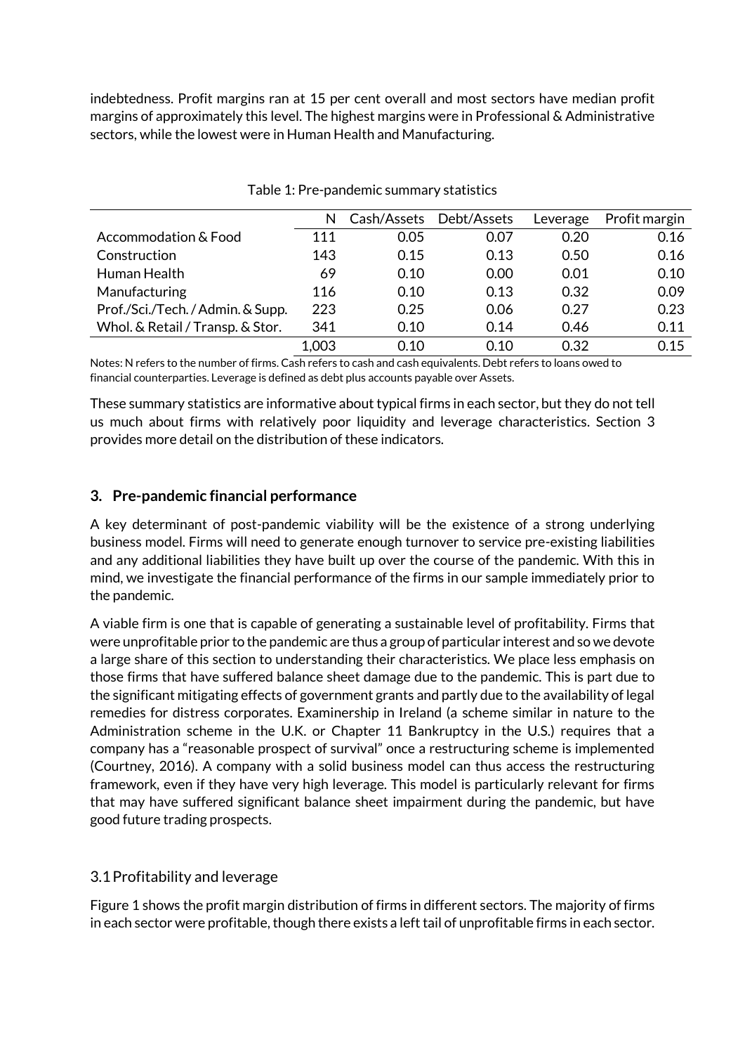indebtedness. Profit margins ran at 15 per cent overall and most sectors have median profit margins of approximately this level. The highest margins were in Professional & Administrative sectors, while the lowest were in Human Health and Manufacturing.

Table 1: Pre-pandemic summary statistics

| | N | Cash/Assets | Debt/Assets | Leverage | Profit margin |
|---|---|---|---|---|---|
| Accommodation & Food | 111 | 0.05 | 0.07 | 0.20 | 0.16 |
| Construction | 143 | 0.15 | 0.13 | 0.50 | 0.16 |
| Human Health | 69 | 0.10 | 0.00 | 0.01 | 0.10 |
| Manufacturing | 116 | 0.10 | 0.13 | 0.32 | 0.09 |
| Prof./Sci./Tech. / Admin. & Supp. | 223 | 0.25 | 0.06 | 0.27 | 0.23 |
| Whol. & Retail / Transp. & Stor. | 341 | 0.10 | 0.14 | 0.46 | 0.11 |
| | 1,003 | 0.10 | 0.10 | 0.32 | 0.15 |

Notes: N refers to the number of firms. Cash refers to cash and cash equivalents. Debt refers to loans owed to financial counterparties. Leverage is defined as debt plus accounts payable over Assets.

These summary statistics are informative about typical firms in each sector, but they do not tell us much about firms with relatively poor liquidity and leverage characteristics. Section 3 provides more detail on the distribution of these indicators.

## 3. Pre-pandemic financial performance

A key determinant of post-pandemic viability will be the existence of a strong underlying business model. Firms will need to generate enough turnover to service pre-existing liabilities and any additional liabilities they have built up over the course of the pandemic. With this in mind, we investigate the financial performance of the firms in our sample immediately prior to the pandemic.

A viable firm is one that is capable of generating a sustainable level of profitability. Firms that were unprofitable prior to the pandemic are thus a group of particular interest and so we devote a large share of this section to understanding their characteristics. We place less emphasis on those firms that have suffered balance sheet damage due to the pandemic. This is part due to the significant mitigating effects of government grants and partly due to the availability of legal remedies for distress corporates. Examinership in Ireland (a scheme similar in nature to the Administration scheme in the U.K. or Chapter 11 Bankruptcy in the U.S.) requires that a company has a "reasonable prospect of survival" once a restructuring scheme is implemented (Courtney, 2016). A company with a solid business model can thus access the restructuring framework, even if they have very high leverage. This model is particularly relevant for firms that may have suffered significant balance sheet impairment during the pandemic, but have good future trading prospects.

### 3.1 Profitability and leverage

Figure 1 shows the profit margin distribution of firms in different sectors. The majority of firms in each sector were profitable, though there exists a left tail of unprofitable firms in each sector.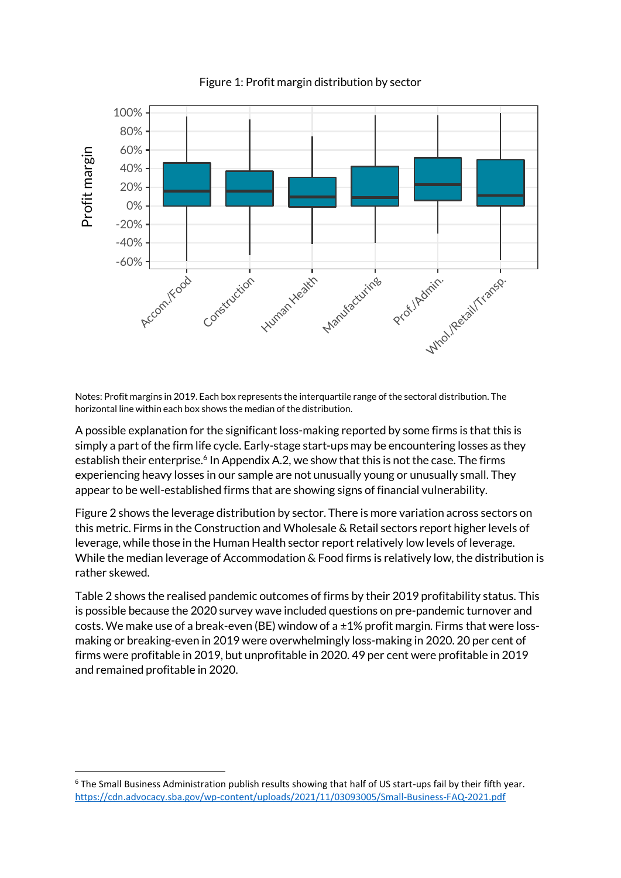Figure 1: Profit margin distribution by sector

Notes: Profit margins in 2019. Each box represents the interquartile range of the sectoral distribution. The horizontal line within each box shows the median of the distribution.

A possible explanation for the significant loss-making reported by some firms is that this is simply a part of the firm life cycle. Early-stage start-ups may be encountering losses as they establish their enterprise.[6] In Appendix A.2, we show that this is not the case. The firms experiencing heavy losses in our sample are not unusually young or unusually small. They appear to be well-established firms that are showing signs of financial vulnerability.

Figure 2 shows the leverage distribution by sector. There is more variation across sectors on this metric. Firms in the Construction and Wholesale & Retail sectors report higher levels of leverage, while those in the Human Health sector report relatively low levels of leverage. While the median leverage of Accommodation & Food firms is relatively low, the distribution is rather skewed.

Table 2 shows the realised pandemic outcomes of firms by their 2019 profitability status. This is possible because the 2020 survey wave included questions on pre-pandemic turnover and costs. We make use of a break-even (BE) window of a ±1% profit margin. Firms that were loss-making or breaking-even in 2019 were overwhelmingly loss-making in 2020. 20 per cent of firms were profitable in 2019, but unprofitable in 2020. 49 per cent were profitable in 2019 and remained profitable in 2020.

[6] The Small Business Administration publish results showing that half of US start-ups fail by their fifth year. https://cdn.advocacy.sba.gov/wp-content/uploads/2021/11/03093005/Small-Business-FAQ-2021.pdf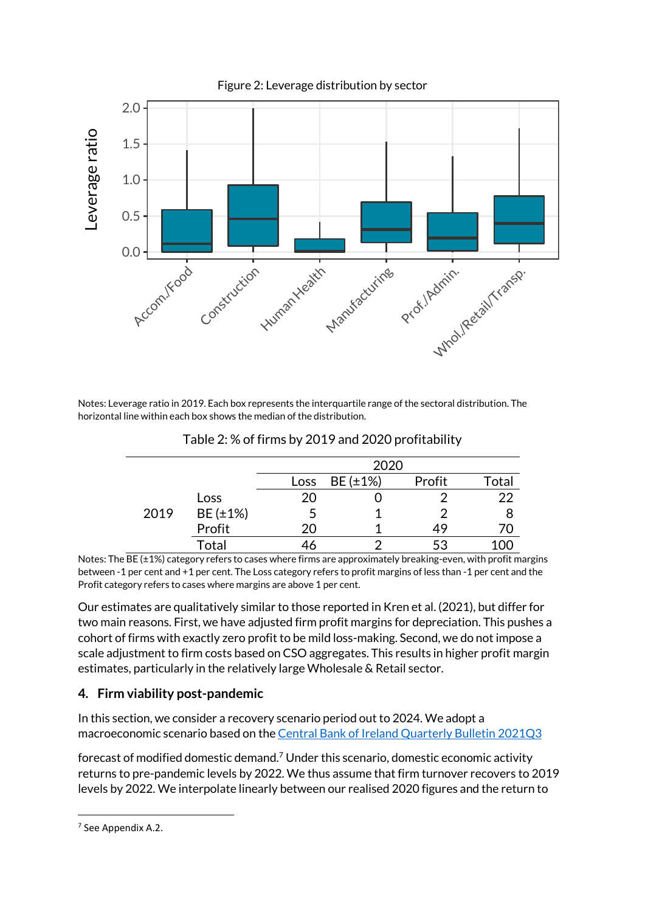Figure 2: Leverage distribution by sector

Notes: Leverage ratio in 2019. Each box represents the interquartile range of the sectoral distribution. The horizontal line within each box shows the median of the distribution.

Table 2: % of firms by 2019 and 2020 profitability

| | | 2020 | | | |
|---|---|---|---|---|---|
| | | Loss | BE (±1%) | Profit | Total |
| 2019 | Loss | 20 | 0 | 2 | 22 |
| | BE (±1%) | 5 | 1 | 2 | 8 |
| | Profit | 20 | 1 | 49 | 70 |
| | Total | 46 | 2 | 53 | 100 |

Notes: The BE (±1%) category refers to cases where firms are approximately breaking-even, with profit margins between -1 per cent and +1 per cent. The Loss category refers to profit margins of less than -1 per cent and the Profit category refers to cases where margins are above 1 per cent.

Our estimates are qualitatively similar to those reported in Kren et al. (2021), but differ for two main reasons. First, we have adjusted firm profit margins for depreciation. This pushes a cohort of firms with exactly zero profit to be mild loss-making. Second, we do not impose a scale adjustment to firm costs based on CSO aggregates. This results in higher profit margin estimates, particularly in the relatively large Wholesale & Retail sector.

## 4. Firm viability post-pandemic

In this section, we consider a recovery scenario period out to 2024. We adopt a macroeconomic scenario based on the Central Bank of Ireland Quarterly Bulletin 2021Q3 forecast of modified domestic demand.[7] Under this scenario, domestic economic activity returns to pre-pandemic levels by 2022. We thus assume that firm turnover recovers to 2019 levels by 2022. We interpolate linearly between our realised 2020 figures and the return to

[7] See Appendix A.2.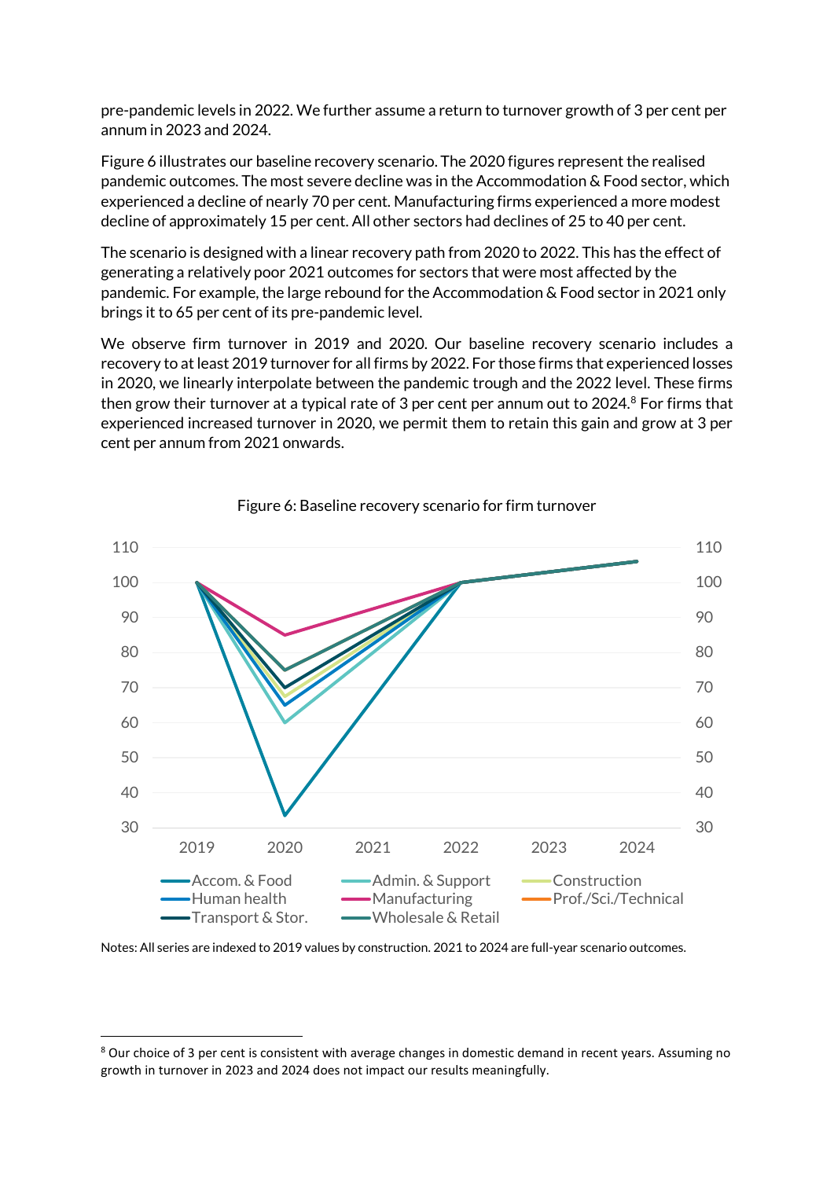pre-pandemic levels in 2022. We further assume a return to turnover growth of 3 per cent per annum in 2023 and 2024.

Figure 6 illustrates our baseline recovery scenario. The 2020 figures represent the realised pandemic outcomes. The most severe decline was in the Accommodation & Food sector, which experienced a decline of nearly 70 per cent. Manufacturing firms experienced a more modest decline of approximately 15 per cent. All other sectors had declines of 25 to 40 per cent.

The scenario is designed with a linear recovery path from 2020 to 2022. This has the effect of generating a relatively poor 2021 outcomes for sectors that were most affected by the pandemic. For example, the large rebound for the Accommodation & Food sector in 2021 only brings it to 65 per cent of its pre-pandemic level.

We observe firm turnover in 2019 and 2020. Our baseline recovery scenario includes a recovery to at least 2019 turnover for all firms by 2022. For those firms that experienced losses in 2020, we linearly interpolate between the pandemic trough and the 2022 level. These firms then grow their turnover at a typical rate of 3 per cent per annum out to 2024.[8] For firms that experienced increased turnover in 2020, we permit them to retain this gain and grow at 3 per cent per annum from 2021 onwards.

Figure 6: Baseline recovery scenario for firm turnover

Notes: All series are indexed to 2019 values by construction. 2021 to 2024 are full-year scenario outcomes.

[8] Our choice of 3 per cent is consistent with average changes in domestic demand in recent years. Assuming no growth in turnover in 2023 and 2024 does not impact our results meaningfully.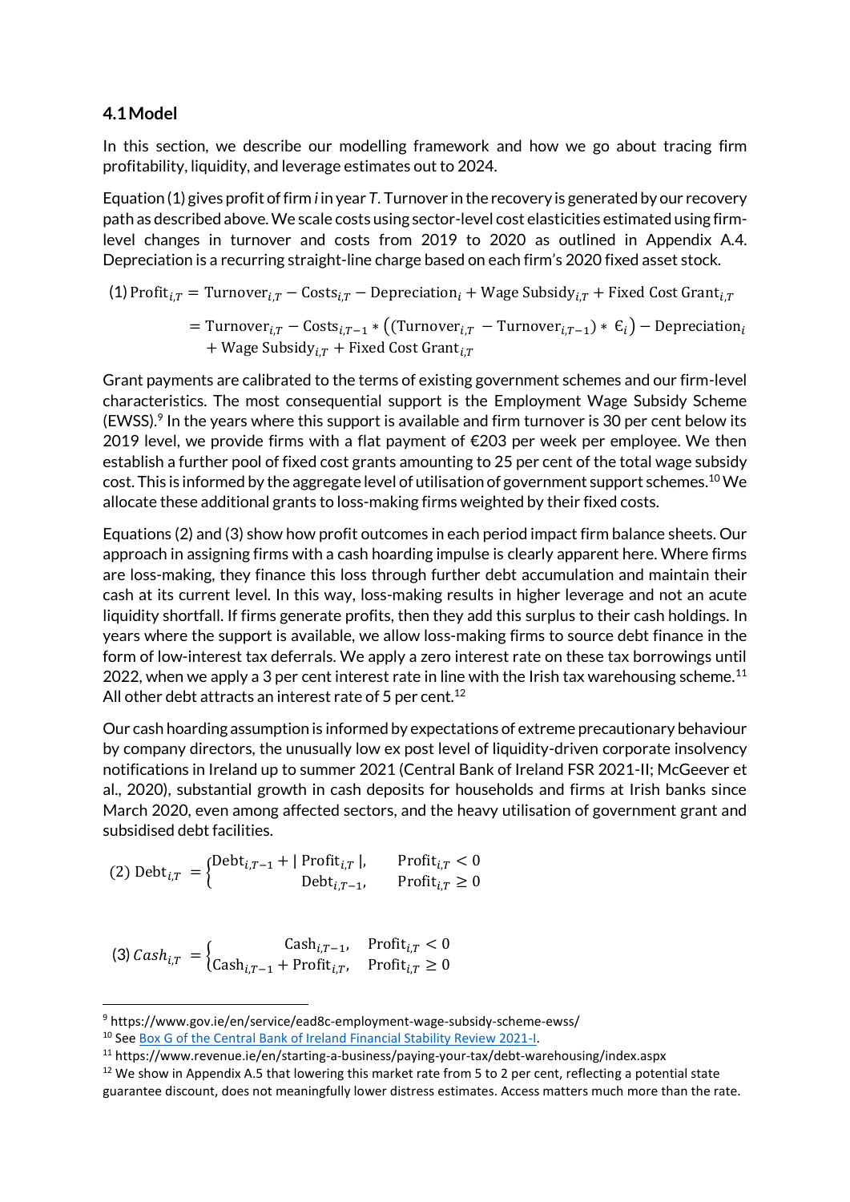### 4.1 Model

In this section, we describe our modelling framework and how we go about tracing firm profitability, liquidity, and leverage estimates out to 2024.

Equation (1) gives profit of firm *i* in year *T*. Turnover in the recovery is generated by our recovery path as described above. We scale costs using sector-level cost elasticities estimated using firm-level changes in turnover and costs from 2019 to 2020 as outlined in Appendix A.4. Depreciation is a recurring straight-line charge based on each firm's 2020 fixed asset stock.

$$(1)\ \text{Profit}_{i,T} = \text{Turnover}_{i,T} - \text{Costs}_{i,T} - \text{Depreciation}_{i} + \text{Wage Subsidy}_{i,T} + \text{Fixed Cost Grant}_{i,T}$$

$$= \text{Turnover}_{i,T} - \text{Costs}_{i,T-1} * \left( (\text{Turnover}_{i,T} - \text{Turnover}_{i,T-1}) * \epsilon_i \right) - \text{Depreciation}_{i} + \text{Wage Subsidy}_{i,T} + \text{Fixed Cost Grant}_{i,T}$$

Grant payments are calibrated to the terms of existing government schemes and our firm-level characteristics. The most consequential support is the Employment Wage Subsidy Scheme (EWSS).[9] In the years where this support is available and firm turnover is 30 per cent below its 2019 level, we provide firms with a flat payment of €203 per week per employee. We then establish a further pool of fixed cost grants amounting to 25 per cent of the total wage subsidy cost. This is informed by the aggregate level of utilisation of government support schemes.[10] We allocate these additional grants to loss-making firms weighted by their fixed costs.

Equations (2) and (3) show how profit outcomes in each period impact firm balance sheets. Our approach in assigning firms with a cash hoarding impulse is clearly apparent here. Where firms are loss-making, they finance this loss through further debt accumulation and maintain their cash at its current level. In this way, loss-making results in higher leverage and not an acute liquidity shortfall. If firms generate profits, then they add this surplus to their cash holdings. In years where the support is available, we allow loss-making firms to source debt finance in the form of low-interest tax deferrals. We apply a zero interest rate on these tax borrowings until 2022, when we apply a 3 per cent interest rate in line with the Irish tax warehousing scheme.[11] All other debt attracts an interest rate of 5 per cent.[12]

Our cash hoarding assumption is informed by expectations of extreme precautionary behaviour by company directors, the unusually low ex post level of liquidity-driven corporate insolvency notifications in Ireland up to summer 2021 (Central Bank of Ireland FSR 2021-II; McGeever et al., 2020), substantial growth in cash deposits for households and firms at Irish banks since March 2020, even among affected sectors, and the heavy utilisation of government grant and subsidised debt facilities.

$$(2)\ \text{Debt}_{i,T} = \begin{cases} \text{Debt}_{i,T-1} + |\ \text{Profit}_{i,T}\ |, & \text{Profit}_{i,T} < 0 \\ \text{Debt}_{i,T-1}, & \text{Profit}_{i,T} \geq 0 \end{cases}$$

$$(3)\ Cash_{i,T} = \begin{cases} \text{Cash}_{i,T-1}, & \text{Profit}_{i,T} < 0 \\ \text{Cash}_{i,T-1} + \text{Profit}_{i,T}, & \text{Profit}_{i,T} \geq 0 \end{cases}$$

---

[9] https://www.gov.ie/en/service/ead8c-employment-wage-subsidy-scheme-ewss/

[10] See Box G of the Central Bank of Ireland Financial Stability Review 2021-I.

[11] https://www.revenue.ie/en/starting-a-business/paying-your-tax/debt-warehousing/index.aspx

[12] We show in Appendix A.5 that lowering this market rate from 5 to 2 per cent, reflecting a potential state guarantee discount, does not meaningfully lower distress estimates. Access matters much more than the rate.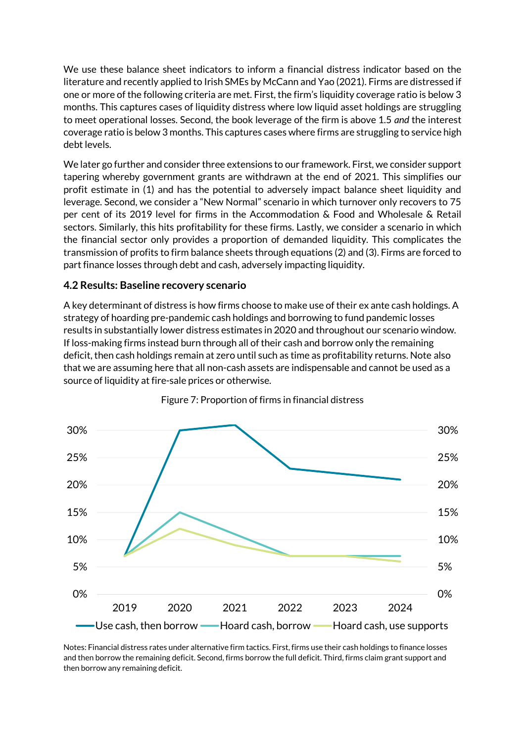We use these balance sheet indicators to inform a financial distress indicator based on the literature and recently applied to Irish SMEs by McCann and Yao (2021). Firms are distressed if one or more of the following criteria are met. First, the firm's liquidity coverage ratio is below 3 months. This captures cases of liquidity distress where low liquid asset holdings are struggling to meet operational losses. Second, the book leverage of the firm is above 1.5 *and* the interest coverage ratio is below 3 months. This captures cases where firms are struggling to service high debt levels.

We later go further and consider three extensions to our framework. First, we consider support tapering whereby government grants are withdrawn at the end of 2021. This simplifies our profit estimate in (1) and has the potential to adversely impact balance sheet liquidity and leverage. Second, we consider a "New Normal" scenario in which turnover only recovers to 75 per cent of its 2019 level for firms in the Accommodation & Food and Wholesale & Retail sectors. Similarly, this hits profitability for these firms. Lastly, we consider a scenario in which the financial sector only provides a proportion of demanded liquidity. This complicates the transmission of profits to firm balance sheets through equations (2) and (3). Firms are forced to part finance losses through debt and cash, adversely impacting liquidity.

### 4.2 Results: Baseline recovery scenario

A key determinant of distress is how firms choose to make use of their ex ante cash holdings. A strategy of hoarding pre-pandemic cash holdings and borrowing to fund pandemic losses results in substantially lower distress estimates in 2020 and throughout our scenario window. If loss-making firms instead burn through all of their cash and borrow only the remaining deficit, then cash holdings remain at zero until such as time as profitability returns. Note also that we are assuming here that all non-cash assets are indispensable and cannot be used as a source of liquidity at fire-sale prices or otherwise.

Figure 7: Proportion of firms in financial distress

Notes: Financial distress rates under alternative firm tactics. First, firms use their cash holdings to finance losses and then borrow the remaining deficit. Second, firms borrow the full deficit. Third, firms claim grant support and then borrow any remaining deficit.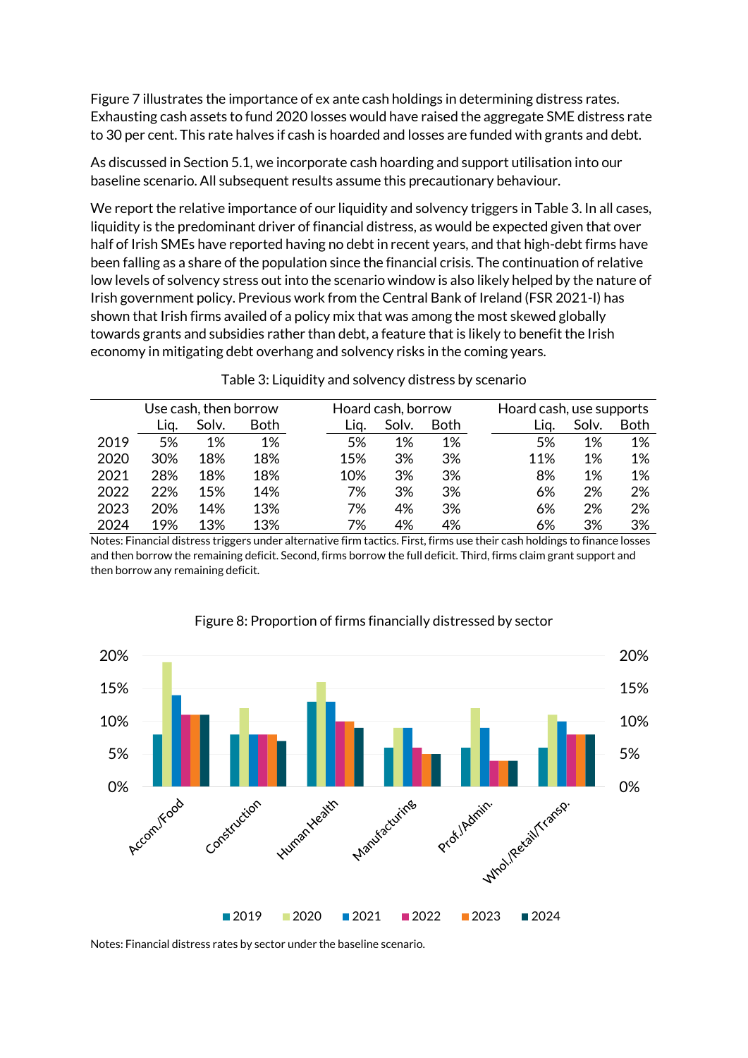Figure 7 illustrates the importance of ex ante cash holdings in determining distress rates. Exhausting cash assets to fund 2020 losses would have raised the aggregate SME distress rate to 30 per cent. This rate halves if cash is hoarded and losses are funded with grants and debt.

As discussed in Section 5.1, we incorporate cash hoarding and support utilisation into our baseline scenario. All subsequent results assume this precautionary behaviour.

We report the relative importance of our liquidity and solvency triggers in Table 3. In all cases, liquidity is the predominant driver of financial distress, as would be expected given that over half of Irish SMEs have reported having no debt in recent years, and that high-debt firms have been falling as a share of the population since the financial crisis. The continuation of relative low levels of solvency stress out into the scenario window is also likely helped by the nature of Irish government policy. Previous work from the Central Bank of Ireland (FSR 2021-I) has shown that Irish firms availed of a policy mix that was among the most skewed globally towards grants and subsidies rather than debt, a feature that is likely to benefit the Irish economy in mitigating debt overhang and solvency risks in the coming years.

Table 3: Liquidity and solvency distress by scenario

| | Use cash, then borrow | | | Hoard cash, borrow | | | Hoard cash, use supports | | |
|---|---|---|---|---|---|---|---|---|---|
| | Liq. | Solv. | Both | Liq. | Solv. | Both | Liq. | Solv. | Both |
| 2019 | 5% | 1% | 1% | 5% | 1% | 1% | 5% | 1% | 1% |
| 2020 | 30% | 18% | 18% | 15% | 3% | 3% | 11% | 1% | 1% |
| 2021 | 28% | 18% | 18% | 10% | 3% | 3% | 8% | 1% | 1% |
| 2022 | 22% | 15% | 14% | 7% | 3% | 3% | 6% | 2% | 2% |
| 2023 | 20% | 14% | 13% | 7% | 4% | 3% | 6% | 2% | 2% |
| 2024 | 19% | 13% | 13% | 7% | 4% | 4% | 6% | 3% | 3% |

Notes: Financial distress triggers under alternative firm tactics. First, firms use their cash holdings to finance losses and then borrow the remaining deficit. Second, firms borrow the full deficit. Third, firms claim grant support and then borrow any remaining deficit.

Figure 8: Proportion of firms financially distressed by sector

| Sector | 2019 | 2020 | 2021 | 2022 | 2023 | 2024 |
|---|---|---|---|---|---|---|
| Accom./Food | 8% | 19% | 14% | 11% | 11% | 11% |
| Construction | 8% | 12% | 8% | 8% | 8% | 7% |
| Human Health | 13% | 16% | 13% | 10% | 10% | 9% |
| Manufacturing | 6% | 9% | 9% | 6% | 5% | 5% |
| Prof./Admin. | 6% | 12% | 9% | 4% | 4% | 4% |
| Whol./Retail/Transp. | 6% | 11% | 10% | 8% | 8% | 8% |

Notes: Financial distress rates by sector under the baseline scenario.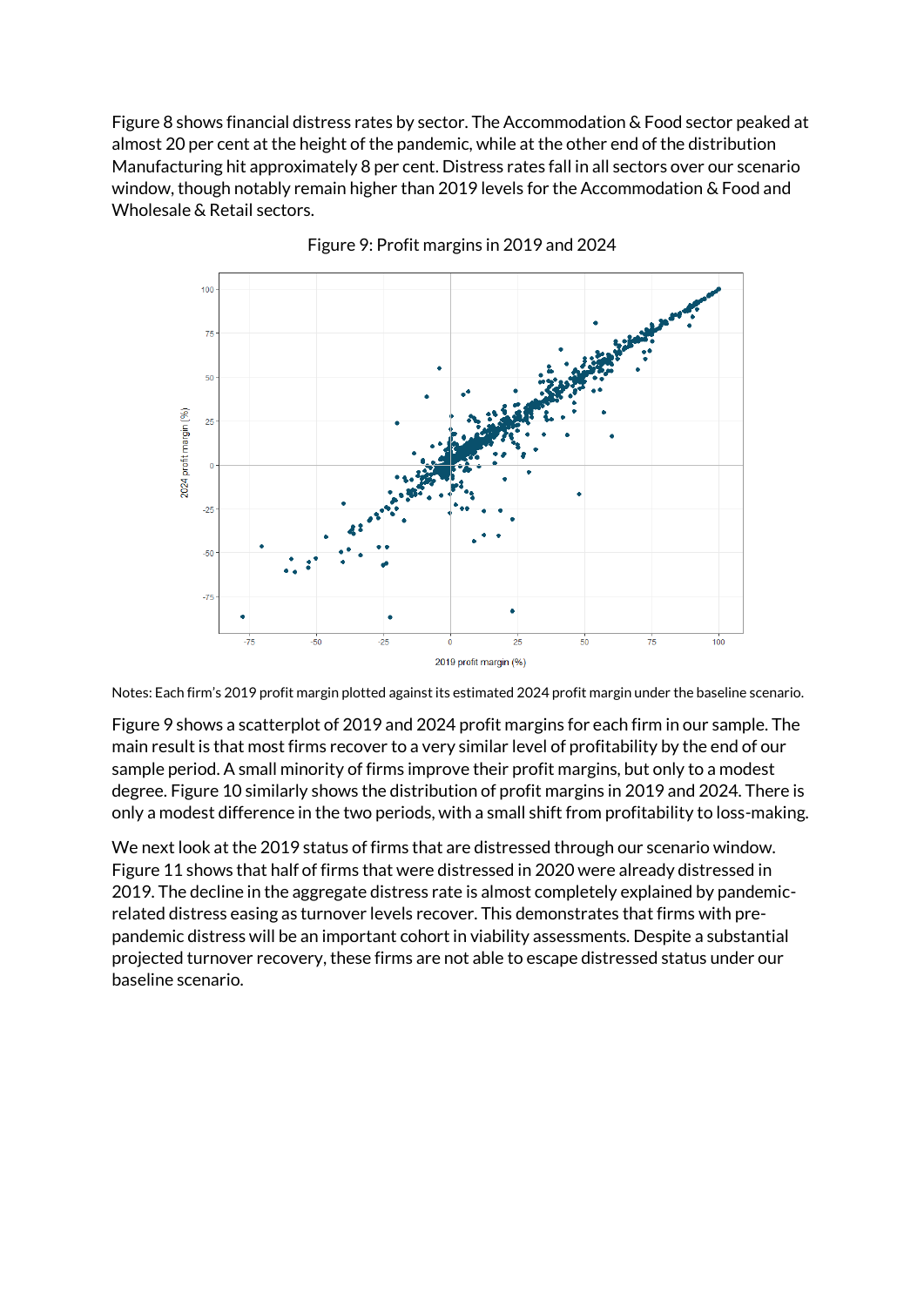Figure 8 shows financial distress rates by sector. The Accommodation & Food sector peaked at almost 20 per cent at the height of the pandemic, while at the other end of the distribution Manufacturing hit approximately 8 per cent. Distress rates fall in all sectors over our scenario window, though notably remain higher than 2019 levels for the Accommodation & Food and Wholesale & Retail sectors.

Figure 9: Profit margins in 2019 and 2024

Notes: Each firm's 2019 profit margin plotted against its estimated 2024 profit margin under the baseline scenario.

Figure 9 shows a scatterplot of 2019 and 2024 profit margins for each firm in our sample. The main result is that most firms recover to a very similar level of profitability by the end of our sample period. A small minority of firms improve their profit margins, but only to a modest degree. Figure 10 similarly shows the distribution of profit margins in 2019 and 2024. There is only a modest difference in the two periods, with a small shift from profitability to loss-making.

We next look at the 2019 status of firms that are distressed through our scenario window. Figure 11 shows that half of firms that were distressed in 2020 were already distressed in 2019. The decline in the aggregate distress rate is almost completely explained by pandemic-related distress easing as turnover levels recover. This demonstrates that firms with pre-pandemic distress will be an important cohort in viability assessments. Despite a substantial projected turnover recovery, these firms are not able to escape distressed status under our baseline scenario.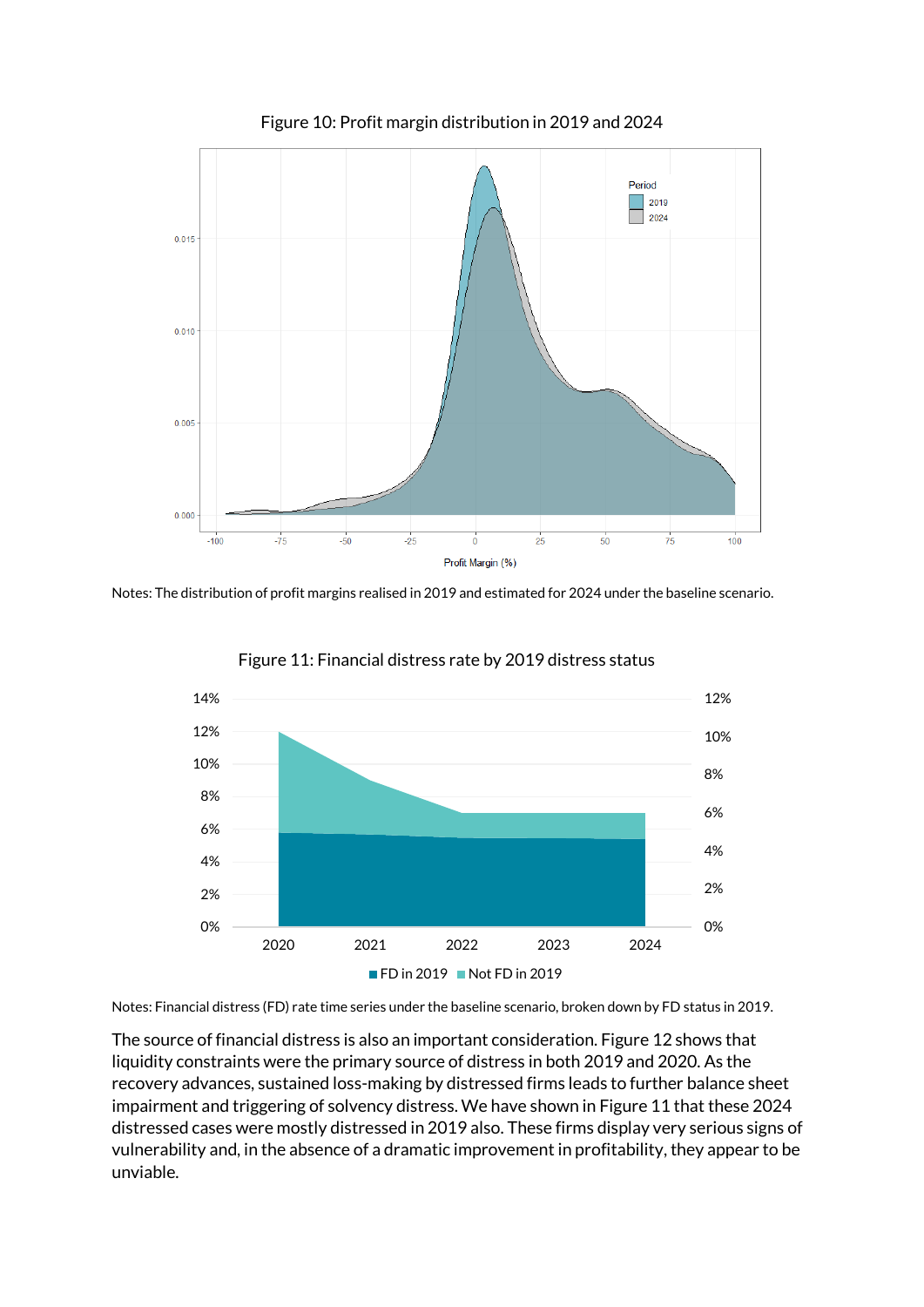Figure 10: Profit margin distribution in 2019 and 2024

Notes: The distribution of profit margins realised in 2019 and estimated for 2024 under the baseline scenario.

Figure 11: Financial distress rate by 2019 distress status

Notes: Financial distress (FD) rate time series under the baseline scenario, broken down by FD status in 2019.

The source of financial distress is also an important consideration. Figure 12 shows that liquidity constraints were the primary source of distress in both 2019 and 2020. As the recovery advances, sustained loss-making by distressed firms leads to further balance sheet impairment and triggering of solvency distress. We have shown in Figure 11 that these 2024 distressed cases were mostly distressed in 2019 also. These firms display very serious signs of vulnerability and, in the absence of a dramatic improvement in profitability, they appear to be unviable.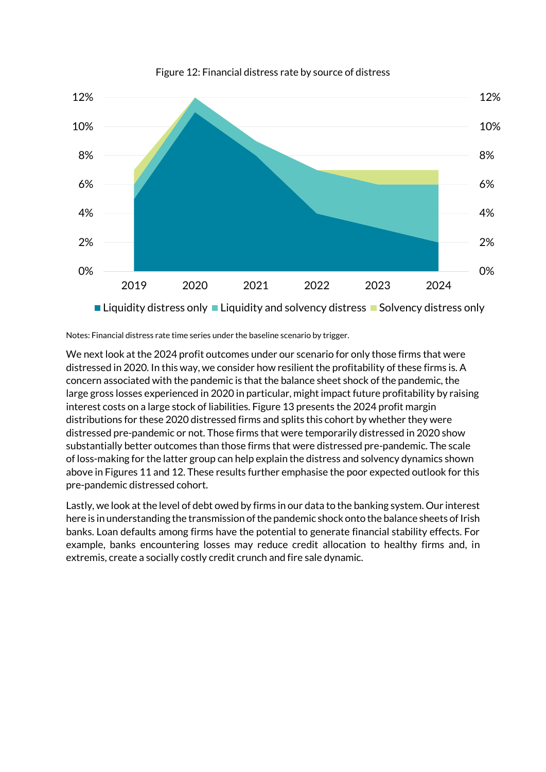Figure 12: Financial distress rate by source of distress

Notes: Financial distress rate time series under the baseline scenario by trigger.

We next look at the 2024 profit outcomes under our scenario for only those firms that were distressed in 2020. In this way, we consider how resilient the profitability of these firms is. A concern associated with the pandemic is that the balance sheet shock of the pandemic, the large gross losses experienced in 2020 in particular, might impact future profitability by raising interest costs on a large stock of liabilities. Figure 13 presents the 2024 profit margin distributions for these 2020 distressed firms and splits this cohort by whether they were distressed pre-pandemic or not. Those firms that were temporarily distressed in 2020 show substantially better outcomes than those firms that were distressed pre-pandemic. The scale of loss-making for the latter group can help explain the distress and solvency dynamics shown above in Figures 11 and 12. These results further emphasise the poor expected outlook for this pre-pandemic distressed cohort.

Lastly, we look at the level of debt owed by firms in our data to the banking system. Our interest here is in understanding the transmission of the pandemic shock onto the balance sheets of Irish banks. Loan defaults among firms have the potential to generate financial stability effects. For example, banks encountering losses may reduce credit allocation to healthy firms and, in extremis, create a socially costly credit crunch and fire sale dynamic.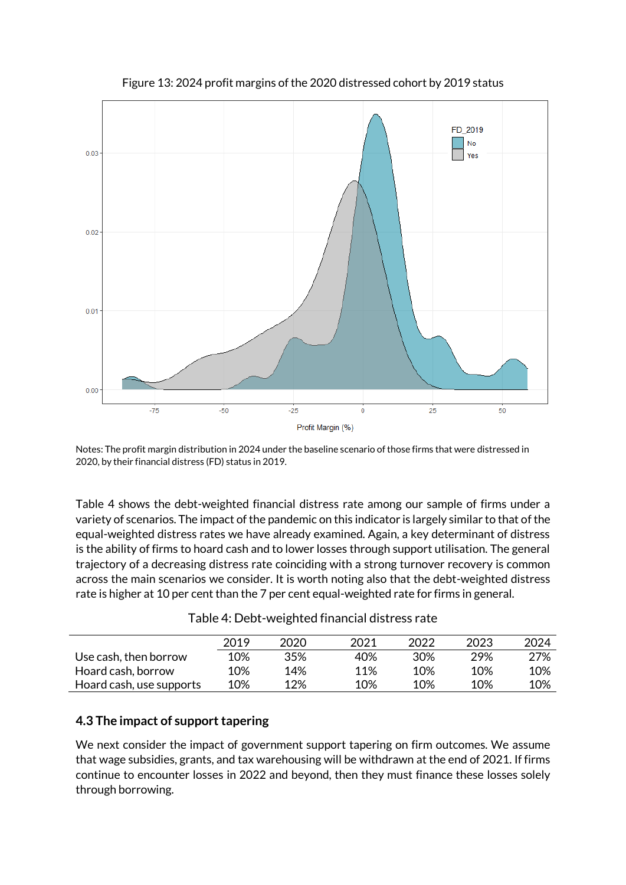Figure 13: 2024 profit margins of the 2020 distressed cohort by 2019 status

Notes: The profit margin distribution in 2024 under the baseline scenario of those firms that were distressed in 2020, by their financial distress (FD) status in 2019.

Table 4 shows the debt-weighted financial distress rate among our sample of firms under a variety of scenarios. The impact of the pandemic on this indicator is largely similar to that of the equal-weighted distress rates we have already examined. Again, a key determinant of distress is the ability of firms to hoard cash and to lower losses through support utilisation. The general trajectory of a decreasing distress rate coinciding with a strong turnover recovery is common across the main scenarios we consider. It is worth noting also that the debt-weighted distress rate is higher at 10 per cent than the 7 per cent equal-weighted rate for firms in general.

Table 4: Debt-weighted financial distress rate

| | 2019 | 2020 | 2021 | 2022 | 2023 | 2024 |
|---|---|---|---|---|---|---|
| Use cash, then borrow | 10% | 35% | 40% | 30% | 29% | 27% |
| Hoard cash, borrow | 10% | 14% | 11% | 10% | 10% | 10% |
| Hoard cash, use supports | 10% | 12% | 10% | 10% | 10% | 10% |

## 4.3 The impact of support tapering

We next consider the impact of government support tapering on firm outcomes. We assume that wage subsidies, grants, and tax warehousing will be withdrawn at the end of 2021. If firms continue to encounter losses in 2022 and beyond, then they must finance these losses solely through borrowing.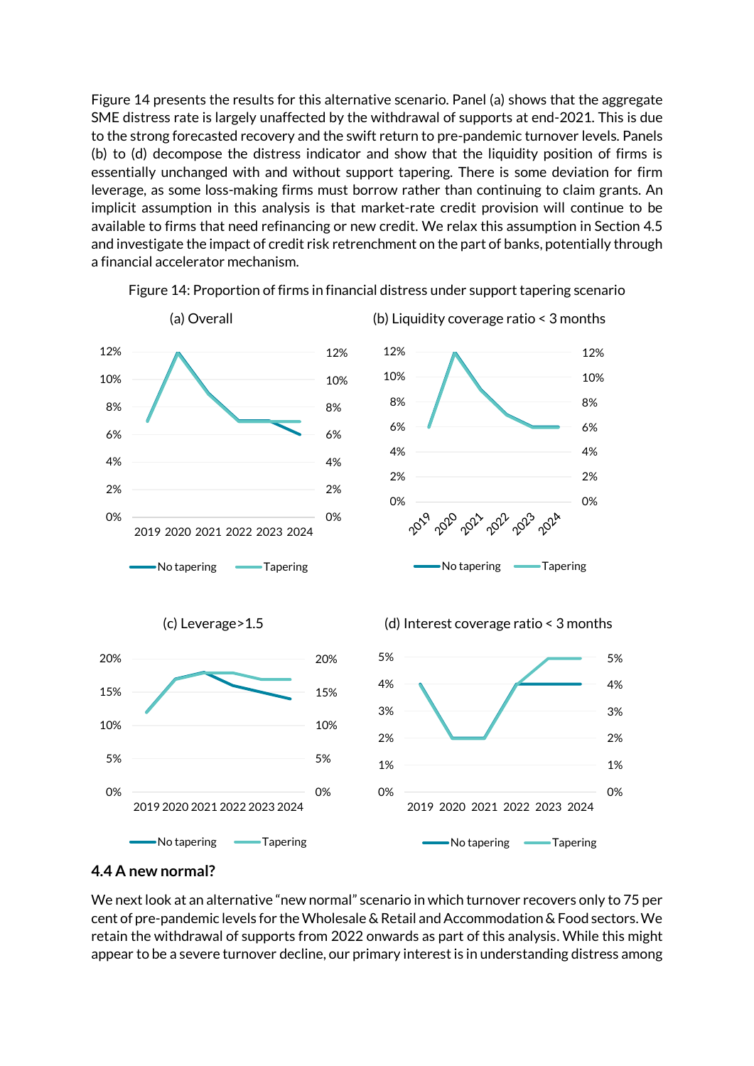Figure 14 presents the results for this alternative scenario. Panel (a) shows that the aggregate SME distress rate is largely unaffected by the withdrawal of supports at end-2021. This is due to the strong forecasted recovery and the swift return to pre-pandemic turnover levels. Panels (b) to (d) decompose the distress indicator and show that the liquidity position of firms is essentially unchanged with and without support tapering. There is some deviation for firm leverage, as some loss-making firms must borrow rather than continuing to claim grants. An implicit assumption in this analysis is that market-rate credit provision will continue to be available to firms that need refinancing or new credit. We relax this assumption in Section 4.5 and investigate the impact of credit risk retrenchment on the part of banks, potentially through a financial accelerator mechanism.

Figure 14: Proportion of firms in financial distress under support tapering scenario

(a) Overall

(b) Liquidity coverage ratio < 3 months

(c) Leverage>1.5

(d) Interest coverage ratio < 3 months

## 4.4 A new normal?

We next look at an alternative "new normal" scenario in which turnover recovers only to 75 per cent of pre-pandemic levels for the Wholesale & Retail and Accommodation & Food sectors. We retain the withdrawal of supports from 2022 onwards as part of this analysis. While this might appear to be a severe turnover decline, our primary interest is in understanding distress among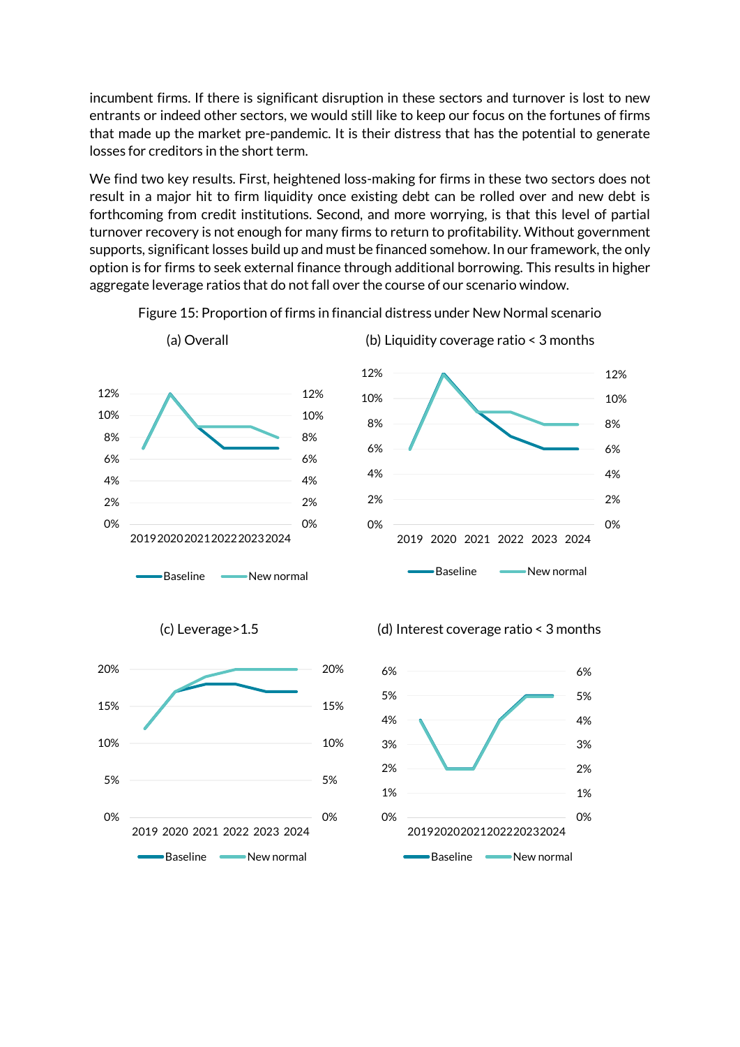incumbent firms. If there is significant disruption in these sectors and turnover is lost to new entrants or indeed other sectors, we would still like to keep our focus on the fortunes of firms that made up the market pre-pandemic. It is their distress that has the potential to generate losses for creditors in the short term.

We find two key results. First, heightened loss-making for firms in these two sectors does not result in a major hit to firm liquidity once existing debt can be rolled over and new debt is forthcoming from credit institutions. Second, and more worrying, is that this level of partial turnover recovery is not enough for many firms to return to profitability. Without government supports, significant losses build up and must be financed somehow. In our framework, the only option is for firms to seek external finance through additional borrowing. This results in higher aggregate leverage ratios that do not fall over the course of our scenario window.

Figure 15: Proportion of firms in financial distress under New Normal scenario

(a) Overall

(b) Liquidity coverage ratio < 3 months

(c) Leverage>1.5

(d) Interest coverage ratio < 3 months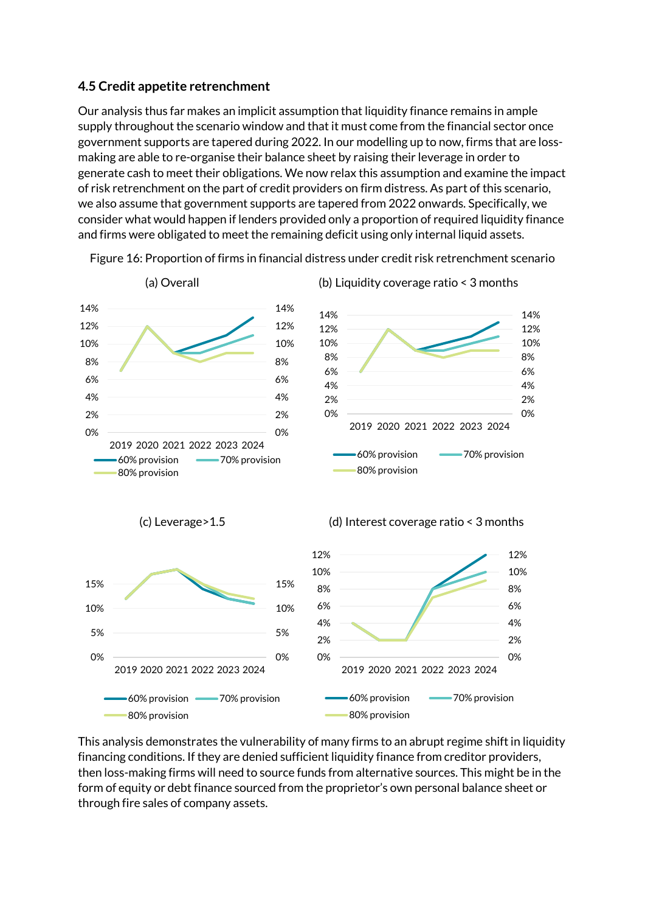### 4.5 Credit appetite retrenchment

Our analysis thus far makes an implicit assumption that liquidity finance remains in ample supply throughout the scenario window and that it must come from the financial sector once government supports are tapered during 2022. In our modelling up to now, firms that are loss-making are able to re-organise their balance sheet by raising their leverage in order to generate cash to meet their obligations. We now relax this assumption and examine the impact of risk retrenchment on the part of credit providers on firm distress. As part of this scenario, we also assume that government supports are tapered from 2022 onwards. Specifically, we consider what would happen if lenders provided only a proportion of required liquidity finance and firms were obligated to meet the remaining deficit using only internal liquid assets.

Figure 16: Proportion of firms in financial distress under credit risk retrenchment scenario

(a) Overall

(b) Liquidity coverage ratio < 3 months

(c) Leverage>1.5

(d) Interest coverage ratio < 3 months

This analysis demonstrates the vulnerability of many firms to an abrupt regime shift in liquidity financing conditions. If they are denied sufficient liquidity finance from creditor providers, then loss-making firms will need to source funds from alternative sources. This might be in the form of equity or debt finance sourced from the proprietor's own personal balance sheet or through fire sales of company assets.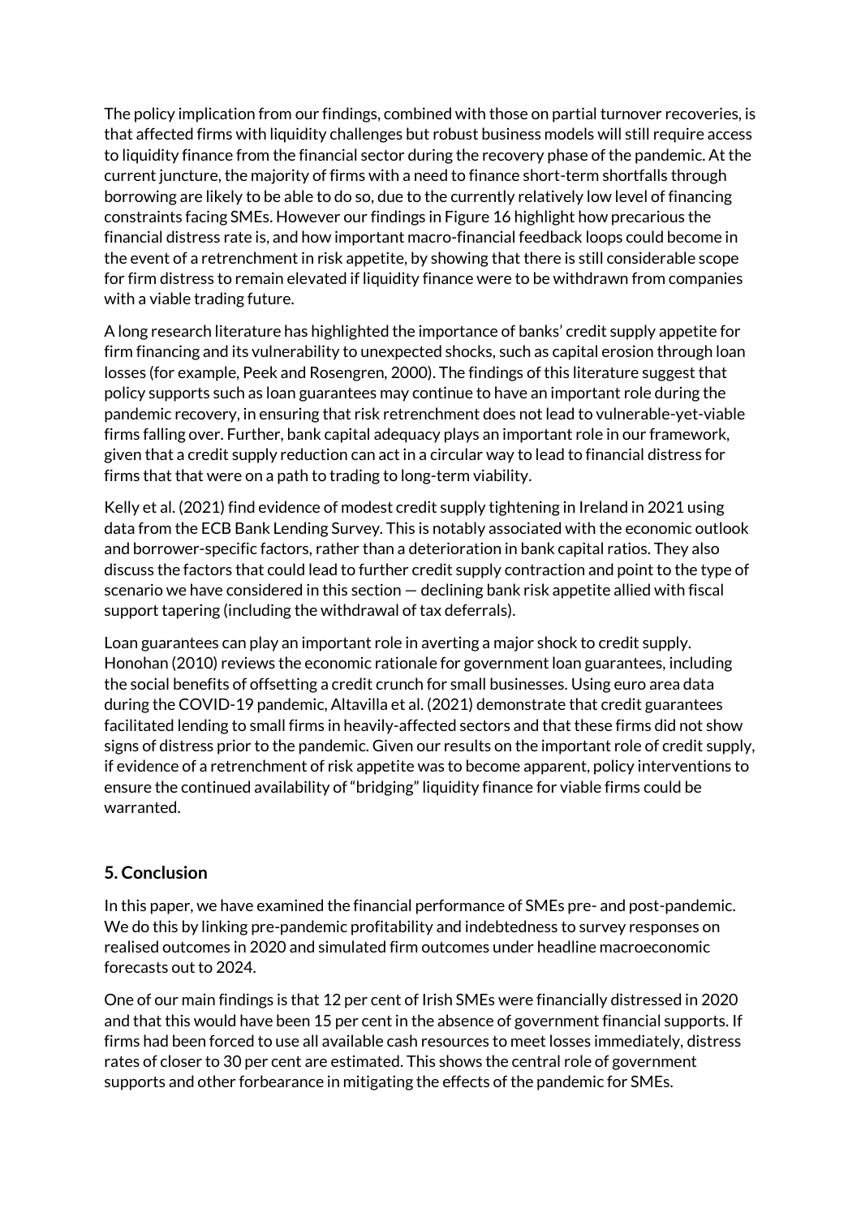The policy implication from our findings, combined with those on partial turnover recoveries, is that affected firms with liquidity challenges but robust business models will still require access to liquidity finance from the financial sector during the recovery phase of the pandemic. At the current juncture, the majority of firms with a need to finance short-term shortfalls through borrowing are likely to be able to do so, due to the currently relatively low level of financing constraints facing SMEs. However our findings in Figure 16 highlight how precarious the financial distress rate is, and how important macro-financial feedback loops could become in the event of a retrenchment in risk appetite, by showing that there is still considerable scope for firm distress to remain elevated if liquidity finance were to be withdrawn from companies with a viable trading future.

A long research literature has highlighted the importance of banks' credit supply appetite for firm financing and its vulnerability to unexpected shocks, such as capital erosion through loan losses (for example, Peek and Rosengren, 2000). The findings of this literature suggest that policy supports such as loan guarantees may continue to have an important role during the pandemic recovery, in ensuring that risk retrenchment does not lead to vulnerable-yet-viable firms falling over. Further, bank capital adequacy plays an important role in our framework, given that a credit supply reduction can act in a circular way to lead to financial distress for firms that that were on a path to trading to long-term viability.

Kelly et al. (2021) find evidence of modest credit supply tightening in Ireland in 2021 using data from the ECB Bank Lending Survey. This is notably associated with the economic outlook and borrower-specific factors, rather than a deterioration in bank capital ratios. They also discuss the factors that could lead to further credit supply contraction and point to the type of scenario we have considered in this section — declining bank risk appetite allied with fiscal support tapering (including the withdrawal of tax deferrals).

Loan guarantees can play an important role in averting a major shock to credit supply. Honohan (2010) reviews the economic rationale for government loan guarantees, including the social benefits of offsetting a credit crunch for small businesses. Using euro area data during the COVID-19 pandemic, Altavilla et al. (2021) demonstrate that credit guarantees facilitated lending to small firms in heavily-affected sectors and that these firms did not show signs of distress prior to the pandemic. Given our results on the important role of credit supply, if evidence of a retrenchment of risk appetite was to become apparent, policy interventions to ensure the continued availability of "bridging" liquidity finance for viable firms could be warranted.

## 5. Conclusion

In this paper, we have examined the financial performance of SMEs pre- and post-pandemic. We do this by linking pre-pandemic profitability and indebtedness to survey responses on realised outcomes in 2020 and simulated firm outcomes under headline macroeconomic forecasts out to 2024.

One of our main findings is that 12 per cent of Irish SMEs were financially distressed in 2020 and that this would have been 15 per cent in the absence of government financial supports. If firms had been forced to use all available cash resources to meet losses immediately, distress rates of closer to 30 per cent are estimated. This shows the central role of government supports and other forbearance in mitigating the effects of the pandemic for SMEs.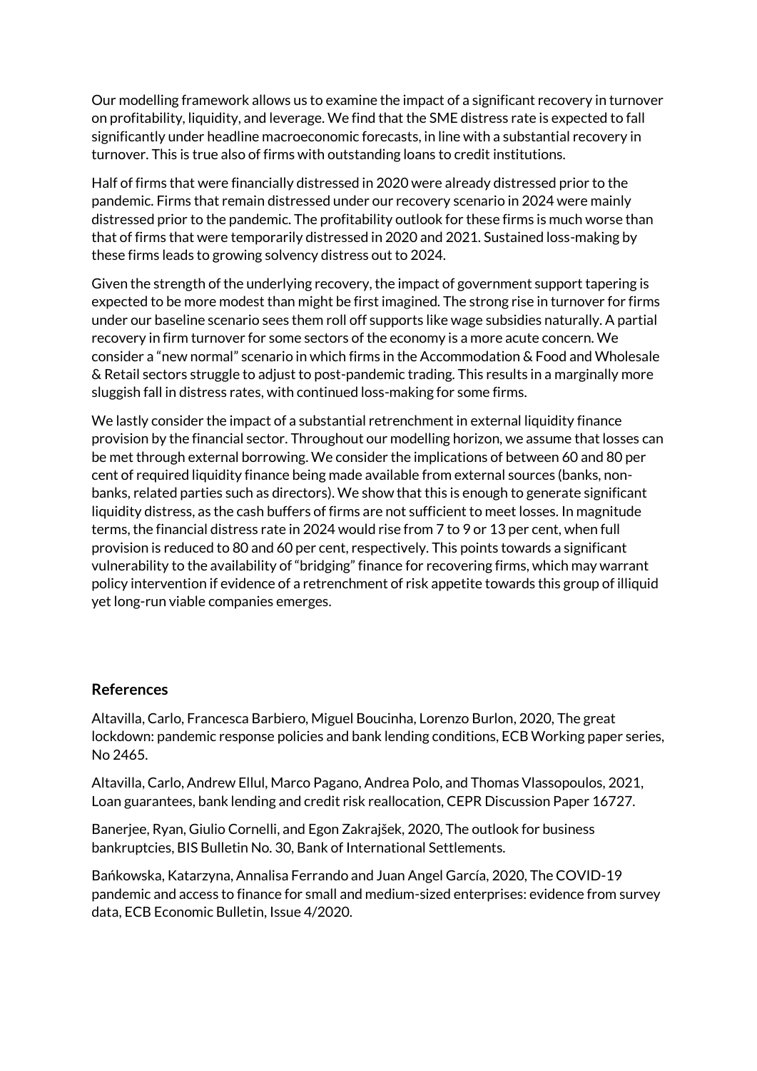Our modelling framework allows us to examine the impact of a significant recovery in turnover on profitability, liquidity, and leverage. We find that the SME distress rate is expected to fall significantly under headline macroeconomic forecasts, in line with a substantial recovery in turnover. This is true also of firms with outstanding loans to credit institutions.

Half of firms that were financially distressed in 2020 were already distressed prior to the pandemic. Firms that remain distressed under our recovery scenario in 2024 were mainly distressed prior to the pandemic. The profitability outlook for these firms is much worse than that of firms that were temporarily distressed in 2020 and 2021. Sustained loss-making by these firms leads to growing solvency distress out to 2024.

Given the strength of the underlying recovery, the impact of government support tapering is expected to be more modest than might be first imagined. The strong rise in turnover for firms under our baseline scenario sees them roll off supports like wage subsidies naturally. A partial recovery in firm turnover for some sectors of the economy is a more acute concern. We consider a "new normal" scenario in which firms in the Accommodation & Food and Wholesale & Retail sectors struggle to adjust to post-pandemic trading. This results in a marginally more sluggish fall in distress rates, with continued loss-making for some firms.

We lastly consider the impact of a substantial retrenchment in external liquidity finance provision by the financial sector. Throughout our modelling horizon, we assume that losses can be met through external borrowing. We consider the implications of between 60 and 80 per cent of required liquidity finance being made available from external sources (banks, non-banks, related parties such as directors). We show that this is enough to generate significant liquidity distress, as the cash buffers of firms are not sufficient to meet losses. In magnitude terms, the financial distress rate in 2024 would rise from 7 to 9 or 13 per cent, when full provision is reduced to 80 and 60 per cent, respectively. This points towards a significant vulnerability to the availability of "bridging" finance for recovering firms, which may warrant policy intervention if evidence of a retrenchment of risk appetite towards this group of illiquid yet long-run viable companies emerges.

## References

Altavilla, Carlo, Francesca Barbiero, Miguel Boucinha, Lorenzo Burlon, 2020, The great lockdown: pandemic response policies and bank lending conditions, ECB Working paper series, No 2465.

Altavilla, Carlo, Andrew Ellul, Marco Pagano, Andrea Polo, and Thomas Vlassopoulos, 2021, Loan guarantees, bank lending and credit risk reallocation, CEPR Discussion Paper 16727.

Banerjee, Ryan, Giulio Cornelli, and Egon Zakrajšek, 2020, The outlook for business bankruptcies, BIS Bulletin No. 30, Bank of International Settlements.

Bańkowska, Katarzyna, Annalisa Ferrando and Juan Angel García, 2020, The COVID-19 pandemic and access to finance for small and medium-sized enterprises: evidence from survey data, ECB Economic Bulletin, Issue 4/2020.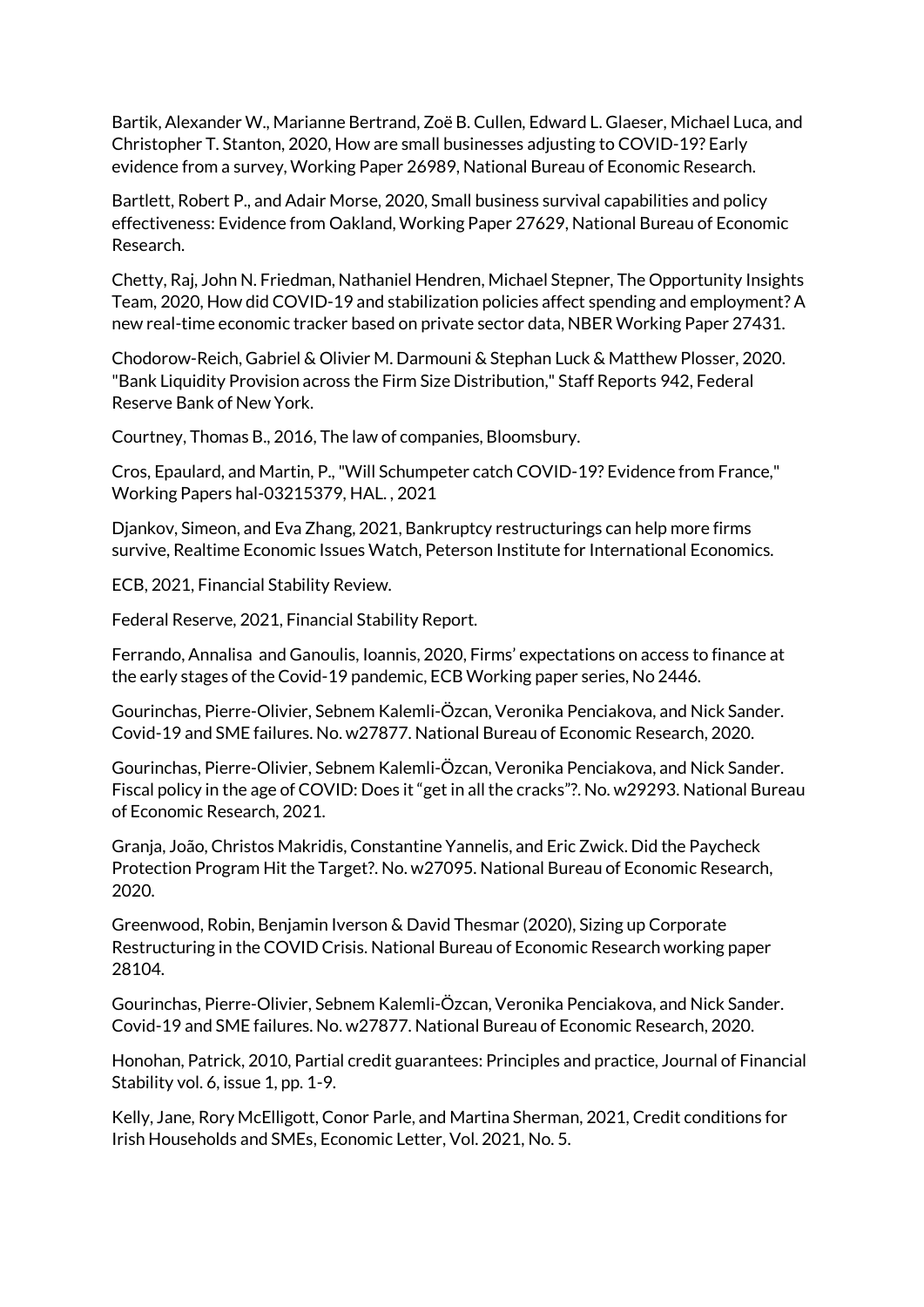Bartik, Alexander W., Marianne Bertrand, Zoë B. Cullen, Edward L. Glaeser, Michael Luca, and Christopher T. Stanton, 2020, How are small businesses adjusting to COVID-19? Early evidence from a survey, Working Paper 26989, National Bureau of Economic Research.

Bartlett, Robert P., and Adair Morse, 2020, Small business survival capabilities and policy effectiveness: Evidence from Oakland, Working Paper 27629, National Bureau of Economic Research.

Chetty, Raj, John N. Friedman, Nathaniel Hendren, Michael Stepner, The Opportunity Insights Team, 2020, How did COVID-19 and stabilization policies affect spending and employment? A new real-time economic tracker based on private sector data, NBER Working Paper 27431.

Chodorow-Reich, Gabriel & Olivier M. Darmouni & Stephan Luck & Matthew Plosser, 2020. "Bank Liquidity Provision across the Firm Size Distribution," Staff Reports 942, Federal Reserve Bank of New York.

Courtney, Thomas B., 2016, The law of companies, Bloomsbury.

Cros, Epaulard, and Martin, P., "Will Schumpeter catch COVID-19? Evidence from France," Working Papers hal-03215379, HAL. , 2021

Djankov, Simeon, and Eva Zhang, 2021, Bankruptcy restructurings can help more firms survive, Realtime Economic Issues Watch, Peterson Institute for International Economics.

ECB, 2021, Financial Stability Review.

Federal Reserve, 2021, Financial Stability Report.

Ferrando, Annalisa and Ganoulis, Ioannis, 2020, Firms' expectations on access to finance at the early stages of the Covid-19 pandemic, ECB Working paper series, No 2446.

Gourinchas, Pierre-Olivier, Sebnem Kalemli-Özcan, Veronika Penciakova, and Nick Sander. Covid-19 and SME failures. No. w27877. National Bureau of Economic Research, 2020.

Gourinchas, Pierre-Olivier, Sebnem Kalemli-Özcan, Veronika Penciakova, and Nick Sander. Fiscal policy in the age of COVID: Does it "get in all the cracks"?. No. w29293. National Bureau of Economic Research, 2021.

Granja, João, Christos Makridis, Constantine Yannelis, and Eric Zwick. Did the Paycheck Protection Program Hit the Target?. No. w27095. National Bureau of Economic Research, 2020.

Greenwood, Robin, Benjamin Iverson & David Thesmar (2020), Sizing up Corporate Restructuring in the COVID Crisis. National Bureau of Economic Research working paper 28104.

Gourinchas, Pierre-Olivier, Sebnem Kalemli-Özcan, Veronika Penciakova, and Nick Sander. Covid-19 and SME failures. No. w27877. National Bureau of Economic Research, 2020.

Honohan, Patrick, 2010, Partial credit guarantees: Principles and practice, Journal of Financial Stability vol. 6, issue 1, pp. 1-9.

Kelly, Jane, Rory McElligott, Conor Parle, and Martina Sherman, 2021, Credit conditions for Irish Households and SMEs, Economic Letter, Vol. 2021, No. 5.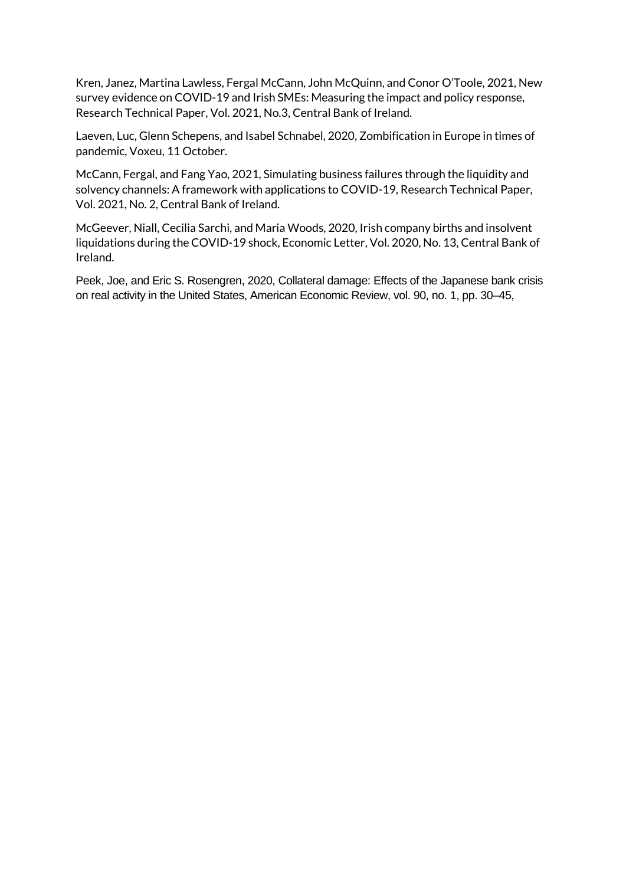Kren, Janez, Martina Lawless, Fergal McCann, John McQuinn, and Conor O'Toole, 2021, New survey evidence on COVID-19 and Irish SMEs: Measuring the impact and policy response, Research Technical Paper, Vol. 2021, No.3, Central Bank of Ireland.

Laeven, Luc, Glenn Schepens, and Isabel Schnabel, 2020, Zombification in Europe in times of pandemic, Voxeu, 11 October.

McCann, Fergal, and Fang Yao, 2021, Simulating business failures through the liquidity and solvency channels: A framework with applications to COVID-19, Research Technical Paper, Vol. 2021, No. 2, Central Bank of Ireland.

McGeever, Niall, Cecilia Sarchi, and Maria Woods, 2020, Irish company births and insolvent liquidations during the COVID-19 shock, Economic Letter, Vol. 2020, No. 13, Central Bank of Ireland.

Peek, Joe, and Eric S. Rosengren, 2020, Collateral damage: Effects of the Japanese bank crisis on real activity in the United States, American Economic Review, vol. 90, no. 1, pp. 30–45,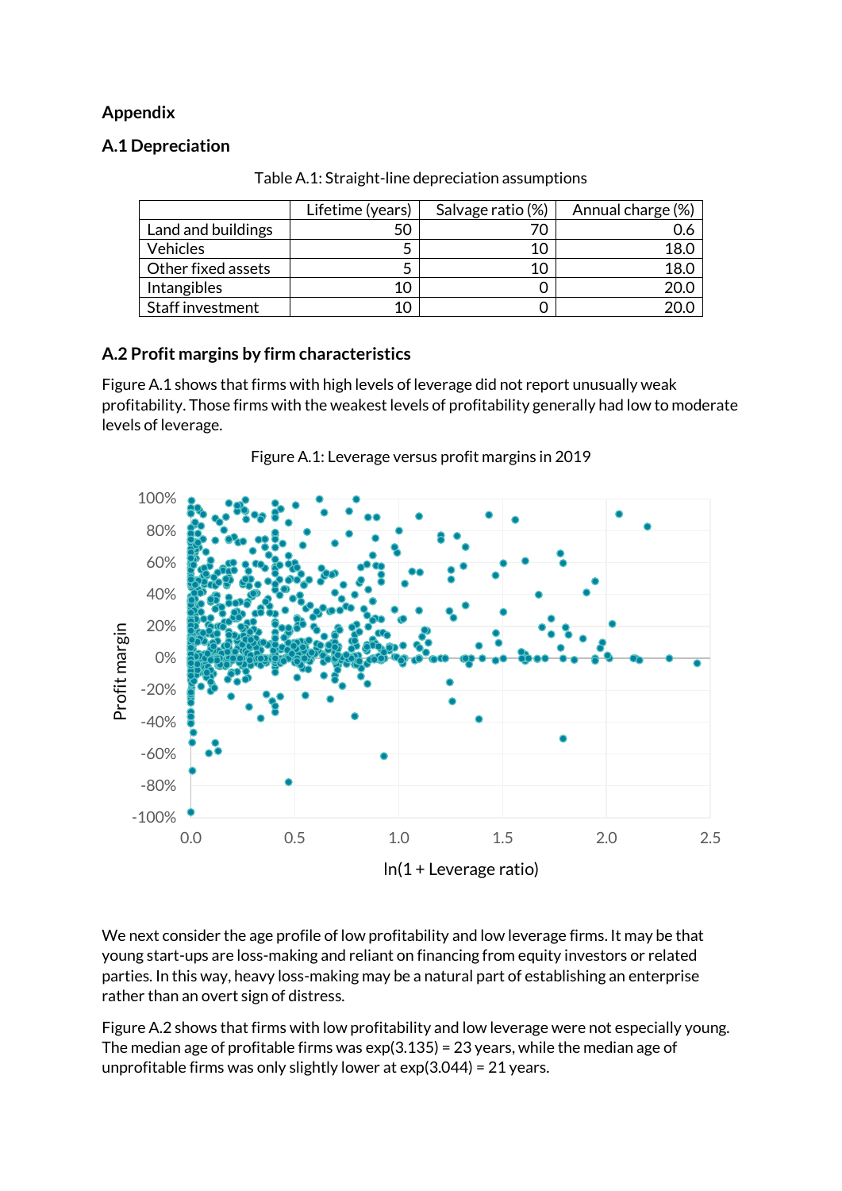## Appendix

### A.1 Depreciation

Table A.1: Straight-line depreciation assumptions

| | Lifetime (years) | Salvage ratio (%) | Annual charge (%) |
|---|---|---|---|
| Land and buildings | 50 | 70 | 0.6 |
| Vehicles | 5 | 10 | 18.0 |
| Other fixed assets | 5 | 10 | 18.0 |
| Intangibles | 10 | 0 | 20.0 |
| Staff investment | 10 | 0 | 20.0 |

### A.2 Profit margins by firm characteristics

Figure A.1 shows that firms with high levels of leverage did not report unusually weak profitability. Those firms with the weakest levels of profitability generally had low to moderate levels of leverage.

Figure A.1: Leverage versus profit margins in 2019

We next consider the age profile of low profitability and low leverage firms. It may be that young start-ups are loss-making and reliant on financing from equity investors or related parties. In this way, heavy loss-making may be a natural part of establishing an enterprise rather than an overt sign of distress.

Figure A.2 shows that firms with low profitability and low leverage were not especially young. The median age of profitable firms was exp(3.135) = 23 years, while the median age of unprofitable firms was only slightly lower at exp(3.044) = 21 years.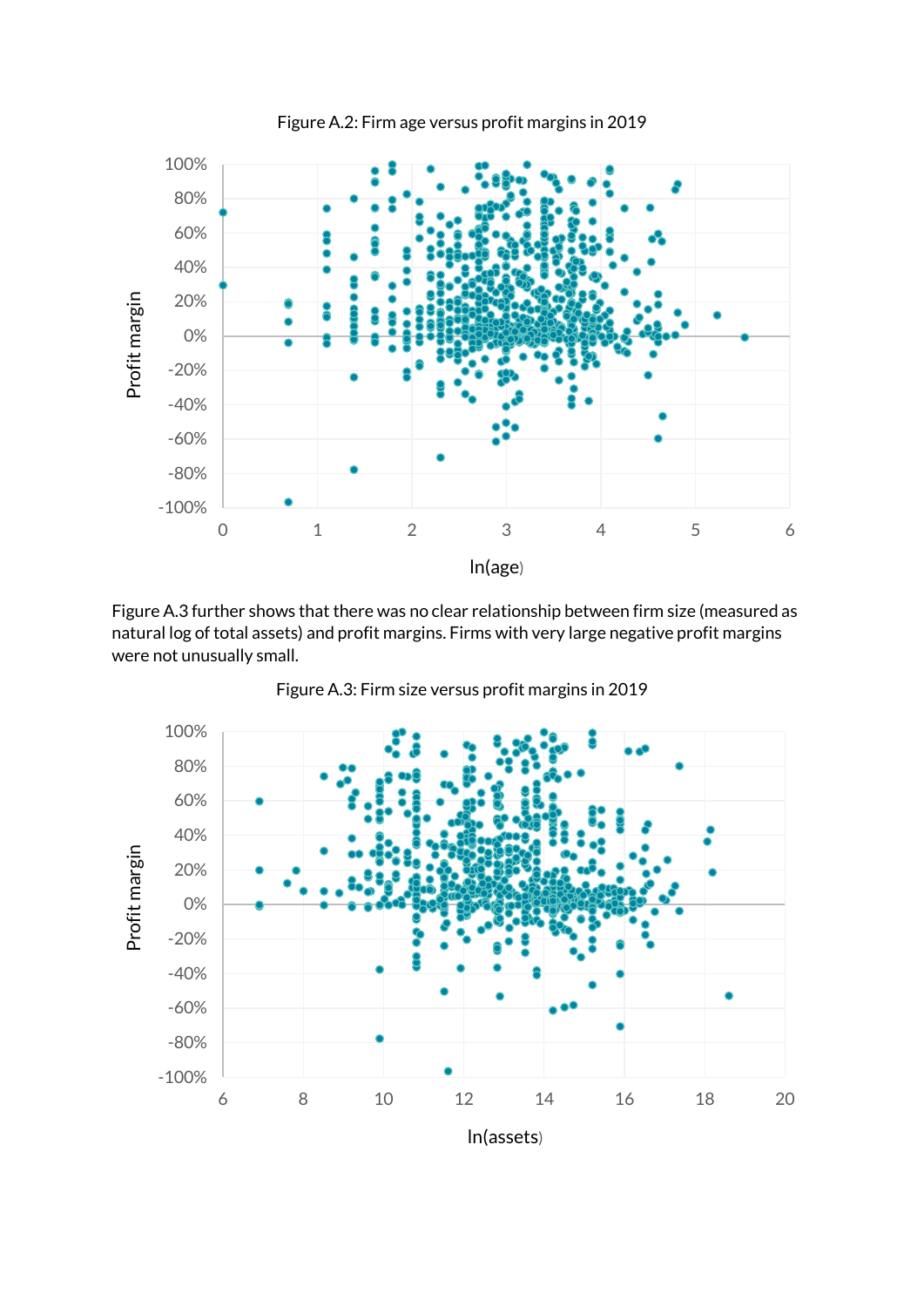Figure A.2: Firm age versus profit margins in 2019

Figure A.3 further shows that there was no clear relationship between firm size (measured as natural log of total assets) and profit margins. Firms with very large negative profit margins were not unusually small.

Figure A.3: Firm size versus profit margins in 2019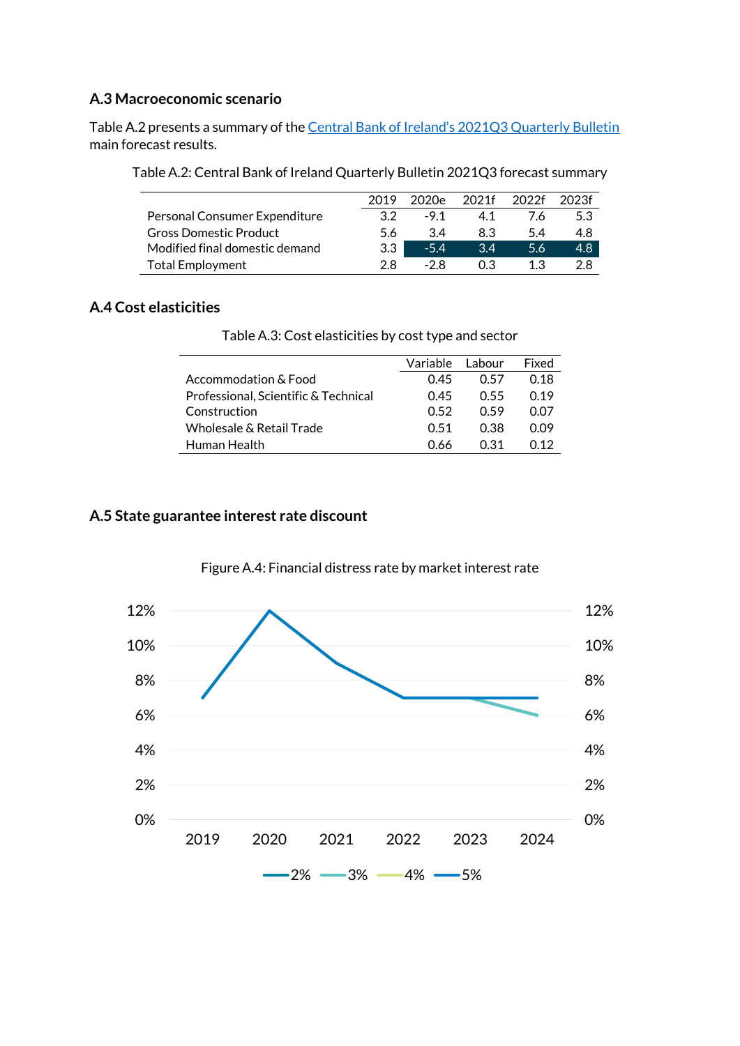### A.3 Macroeconomic scenario

Table A.2 presents a summary of the Central Bank of Ireland's 2021Q3 Quarterly Bulletin main forecast results.

Table A.2: Central Bank of Ireland Quarterly Bulletin 2021Q3 forecast summary

| | 2019 | 2020e | 2021f | 2022f | 2023f |
|---|---|---|---|---|---|
| Personal Consumer Expenditure | 3.2 | -9.1 | 4.1 | 7.6 | 5.3 |
| Gross Domestic Product | 5.6 | 3.4 | 8.3 | 5.4 | 4.8 |
| Modified final domestic demand | 3.3 | -5.4 | 3.4 | 5.6 | 4.8 |
| Total Employment | 2.8 | -2.8 | 0.3 | 1.3 | 2.8 |

### A.4 Cost elasticities

Table A.3: Cost elasticities by cost type and sector

| | Variable | Labour | Fixed |
|---|---|---|---|
| Accommodation & Food | 0.45 | 0.57 | 0.18 |
| Professional, Scientific & Technical | 0.45 | 0.55 | 0.19 |
| Construction | 0.52 | 0.59 | 0.07 |
| Wholesale & Retail Trade | 0.51 | 0.38 | 0.09 |
| Human Health | 0.66 | 0.31 | 0.12 |

### A.5 State guarantee interest rate discount

Figure A.4: Financial distress rate by market interest rate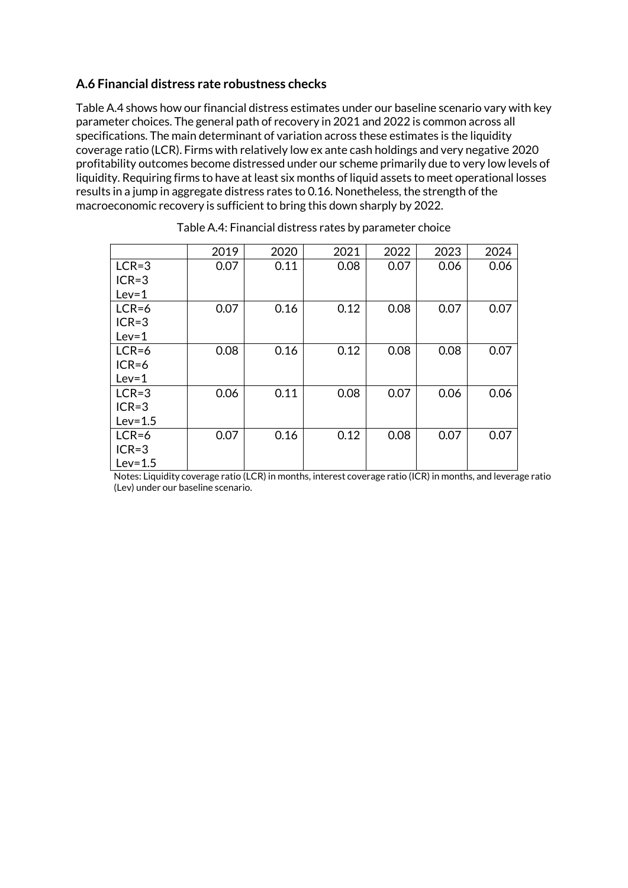### A.6 Financial distress rate robustness checks

Table A.4 shows how our financial distress estimates under our baseline scenario vary with key parameter choices. The general path of recovery in 2021 and 2022 is common across all specifications. The main determinant of variation across these estimates is the liquidity coverage ratio (LCR). Firms with relatively low ex ante cash holdings and very negative 2020 profitability outcomes become distressed under our scheme primarily due to very low levels of liquidity. Requiring firms to have at least six months of liquid assets to meet operational losses results in a jump in aggregate distress rates to 0.16. Nonetheless, the strength of the macroeconomic recovery is sufficient to bring this down sharply by 2022.

Table A.4: Financial distress rates by parameter choice

| | 2019 | 2020 | 2021 | 2022 | 2023 | 2024 |
|---|---|---|---|---|---|---|
| LCR=3 ICR=3 Lev=1 | 0.07 | 0.11 | 0.08 | 0.07 | 0.06 | 0.06 |
| LCR=6 ICR=3 Lev=1 | 0.07 | 0.16 | 0.12 | 0.08 | 0.07 | 0.07 |
| LCR=6 ICR=6 Lev=1 | 0.08 | 0.16 | 0.12 | 0.08 | 0.08 | 0.07 |
| LCR=3 ICR=3 Lev=1.5 | 0.06 | 0.11 | 0.08 | 0.07 | 0.06 | 0.06 |
| LCR=6 ICR=3 Lev=1.5 | 0.07 | 0.16 | 0.12 | 0.08 | 0.07 | 0.07 |

Notes: Liquidity coverage ratio (LCR) in months, interest coverage ratio (ICR) in months, and leverage ratio (Lev) under our baseline scenario.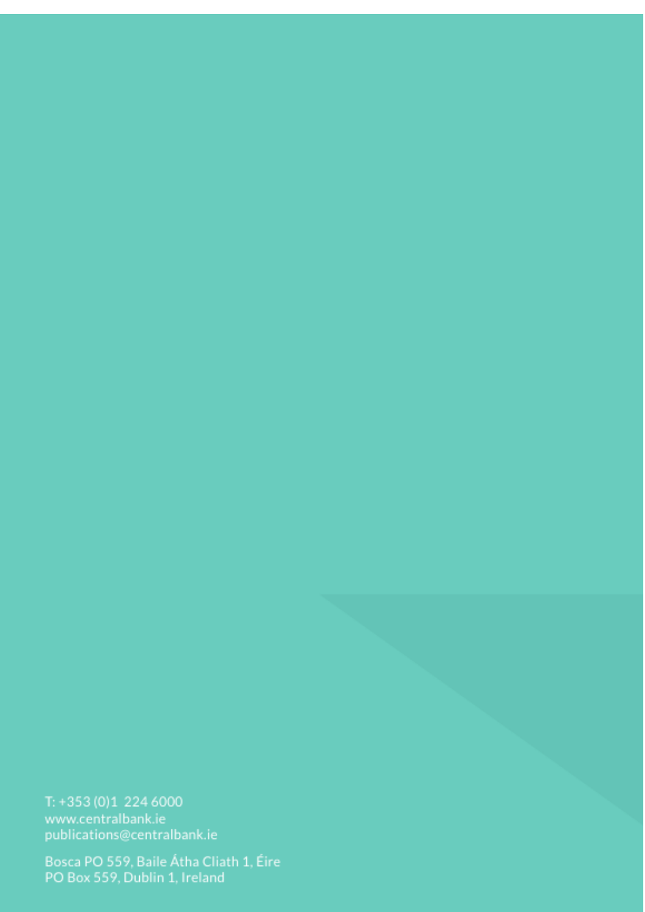T: +353 (0)1 224 6000
www.centralbank.ie
publications@centralbank.ie

Bosca PO 559, Baile Átha Cliath 1, Éire
PO Box 559, Dublin 1, Ireland